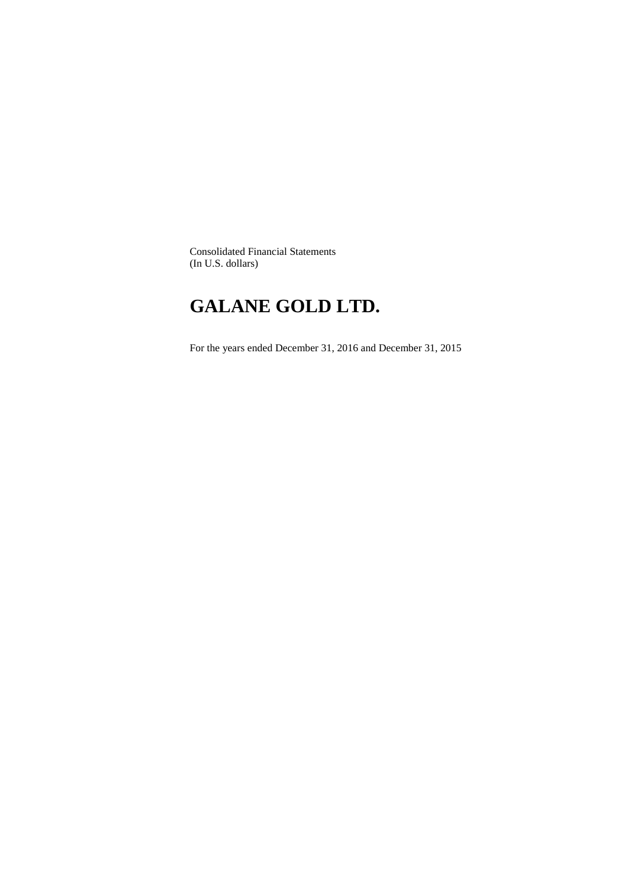Consolidated Financial Statements
(In U.S. dollars)

# GALANE GOLD LTD.

For the years ended December 31, 2016 and December 31, 2015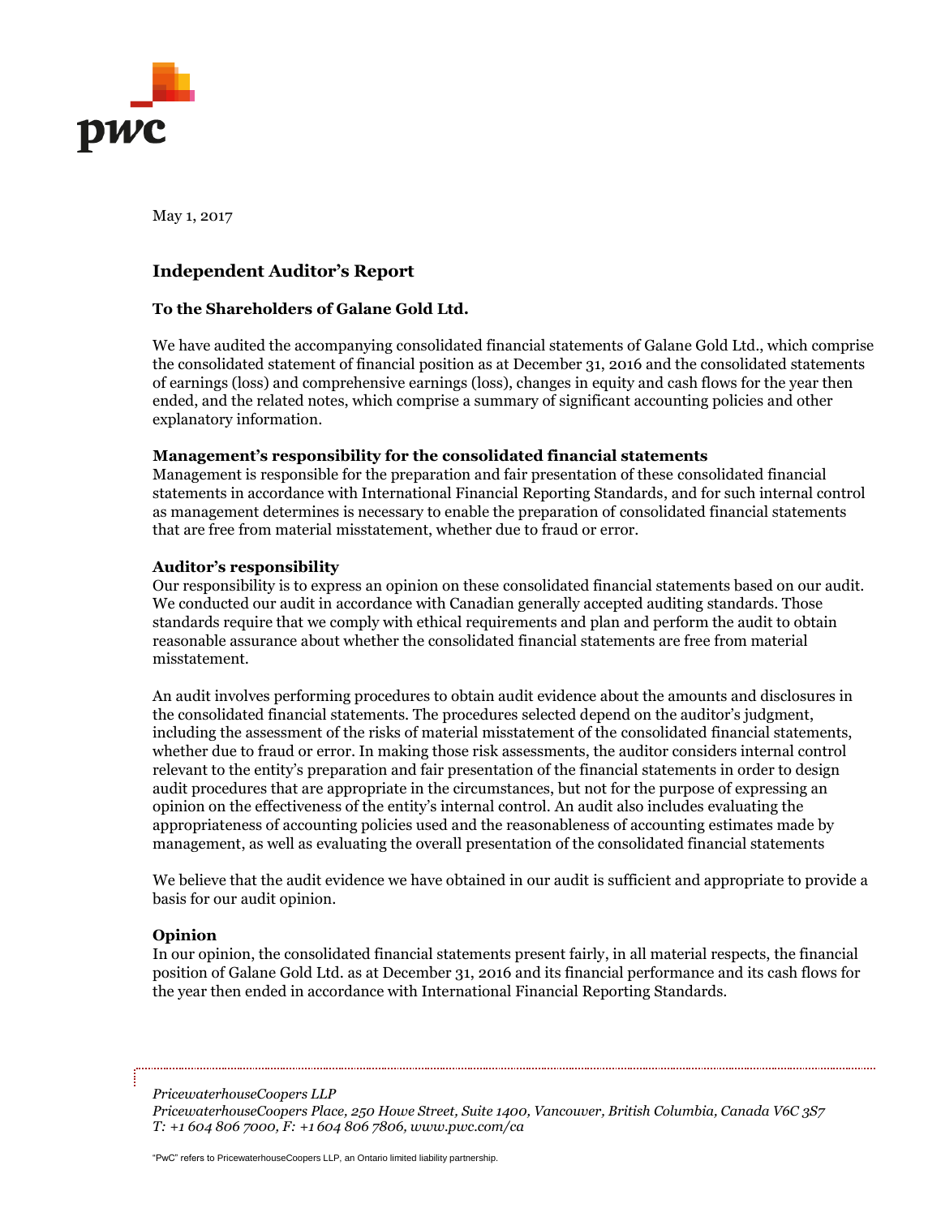May 1, 2017

## Independent Auditor's Report

### To the Shareholders of Galane Gold Ltd.

We have audited the accompanying consolidated financial statements of Galane Gold Ltd., which comprise the consolidated statement of financial position as at December 31, 2016 and the consolidated statements of earnings (loss) and comprehensive earnings (loss), changes in equity and cash flows for the year then ended, and the related notes, which comprise a summary of significant accounting policies and other explanatory information.

**Management's responsibility for the consolidated financial statements**

Management is responsible for the preparation and fair presentation of these consolidated financial statements in accordance with International Financial Reporting Standards, and for such internal control as management determines is necessary to enable the preparation of consolidated financial statements that are free from material misstatement, whether due to fraud or error.

**Auditor's responsibility**

Our responsibility is to express an opinion on these consolidated financial statements based on our audit. We conducted our audit in accordance with Canadian generally accepted auditing standards. Those standards require that we comply with ethical requirements and plan and perform the audit to obtain reasonable assurance about whether the consolidated financial statements are free from material misstatement.

An audit involves performing procedures to obtain audit evidence about the amounts and disclosures in the consolidated financial statements. The procedures selected depend on the auditor's judgment, including the assessment of the risks of material misstatement of the consolidated financial statements, whether due to fraud or error. In making those risk assessments, the auditor considers internal control relevant to the entity's preparation and fair presentation of the financial statements in order to design audit procedures that are appropriate in the circumstances, but not for the purpose of expressing an opinion on the effectiveness of the entity's internal control. An audit also includes evaluating the appropriateness of accounting policies used and the reasonableness of accounting estimates made by management, as well as evaluating the overall presentation of the consolidated financial statements

We believe that the audit evidence we have obtained in our audit is sufficient and appropriate to provide a basis for our audit opinion.

**Opinion**

In our opinion, the consolidated financial statements present fairly, in all material respects, the financial position of Galane Gold Ltd. as at December 31, 2016 and its financial performance and its cash flows for the year then ended in accordance with International Financial Reporting Standards.

*PricewaterhouseCoopers LLP*
*PricewaterhouseCoopers Place, 250 Howe Street, Suite 1400, Vancouver, British Columbia, Canada V6C 3S7*
*T: +1 604 806 7000, F: +1 604 806 7806, www.pwc.com/ca*

"PwC" refers to PricewaterhouseCoopers LLP, an Ontario limited liability partnership.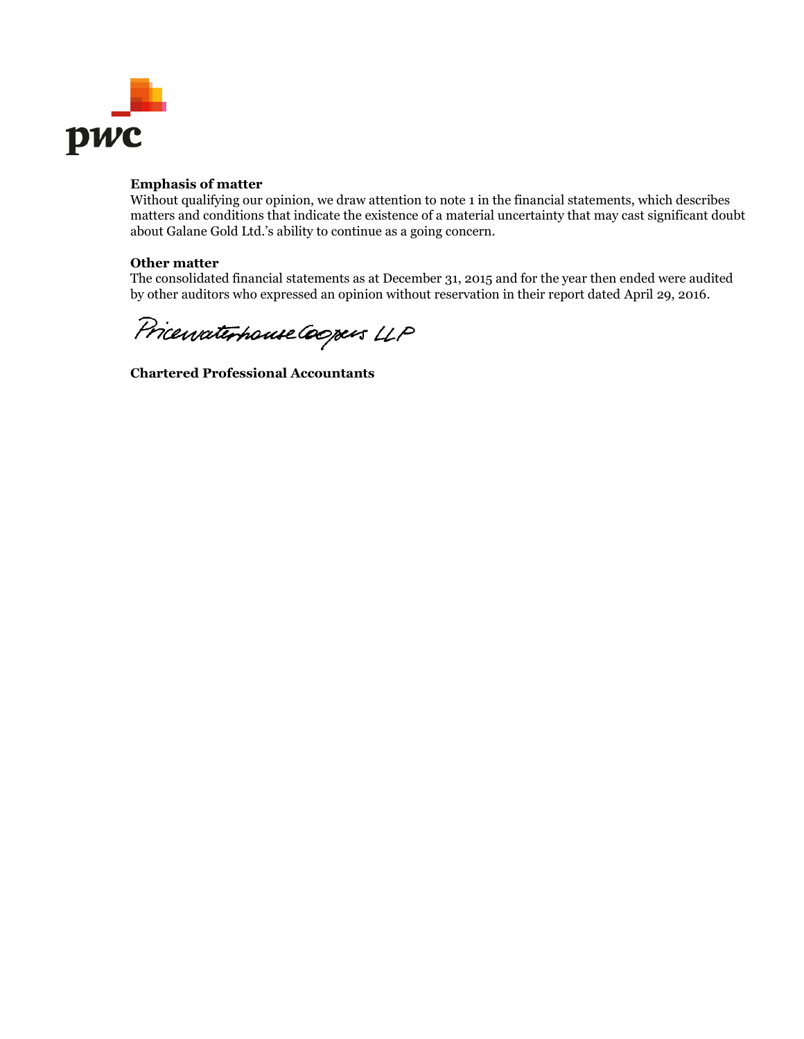**Emphasis of matter**

Without qualifying our opinion, we draw attention to note 1 in the financial statements, which describes matters and conditions that indicate the existence of a material uncertainty that may cast significant doubt about Galane Gold Ltd.'s ability to continue as a going concern.

**Other matter**

The consolidated financial statements as at December 31, 2015 and for the year then ended were audited by other auditors who expressed an opinion without reservation in their report dated April 29, 2016.

PricewaterhouseCoopers LLP

**Chartered Professional Accountants**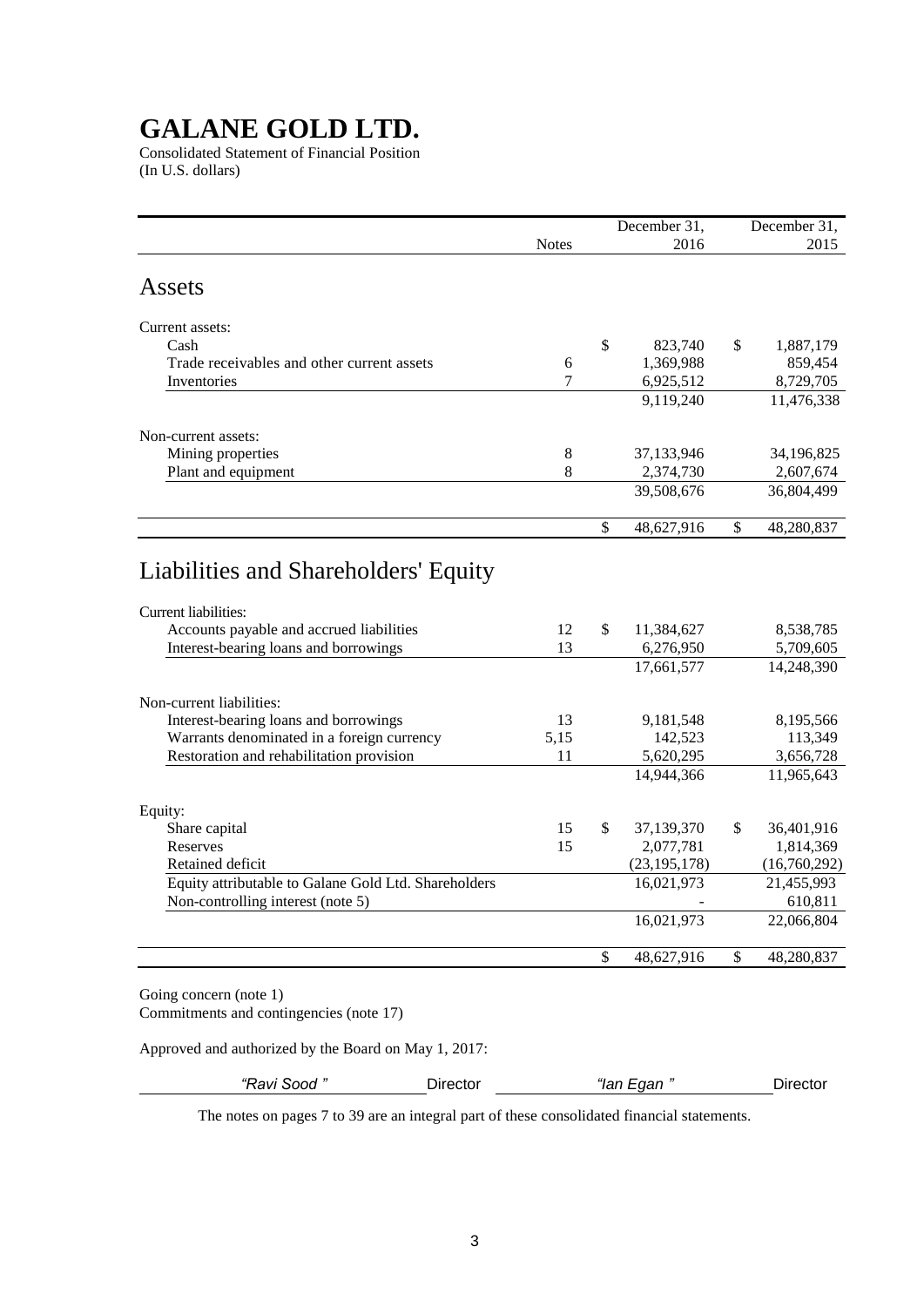# GALANE GOLD LTD.

Consolidated Statement of Financial Position
(In U.S. dollars)

| | Notes | December 31, 2016 | December 31, 2015 |
|---|---|---|---|
| **Assets** | | | |
| Current assets: | | | |
| Cash | | $ 823,740 | $ 1,887,179 |
| Trade receivables and other current assets | 6 | 1,369,988 | 859,454 |
| Inventories | 7 | 6,925,512 | 8,729,705 |
| | | 9,119,240 | 11,476,338 |
| Non-current assets: | | | |
| Mining properties | 8 | 37,133,946 | 34,196,825 |
| Plant and equipment | 8 | 2,374,730 | 2,607,674 |
| | | 39,508,676 | 36,804,499 |
| | | $ 48,627,916 | $ 48,280,837 |
| **Liabilities and Shareholders' Equity** | | | |
| Current liabilities: | | | |
| Accounts payable and accrued liabilities | 12 | $ 11,384,627 | 8,538,785 |
| Interest-bearing loans and borrowings | 13 | 6,276,950 | 5,709,605 |
| | | 17,661,577 | 14,248,390 |
| Non-current liabilities: | | | |
| Interest-bearing loans and borrowings | 13 | 9,181,548 | 8,195,566 |
| Warrants denominated in a foreign currency | 5,15 | 142,523 | 113,349 |
| Restoration and rehabilitation provision | 11 | 5,620,295 | 3,656,728 |
| | | 14,944,366 | 11,965,643 |
| Equity: | | | |
| Share capital | 15 | $ 37,139,370 | $ 36,401,916 |
| Reserves | 15 | 2,077,781 | 1,814,369 |
| Retained deficit | | (23,195,178) | (16,760,292) |
| Equity attributable to Galane Gold Ltd. Shareholders | | 16,021,973 | 21,455,993 |
| Non-controlling interest (note 5) | | - | 610,811 |
| | | 16,021,973 | 22,066,804 |
| | | $ 48,627,916 | $ 48,280,837 |

Going concern (note 1)
Commitments and contingencies (note 17)

Approved and authorized by the Board on May 1, 2017:

*"Ravi Sood"* Director *"Ian Egan"* Director

The notes on pages 7 to 39 are an integral part of these consolidated financial statements.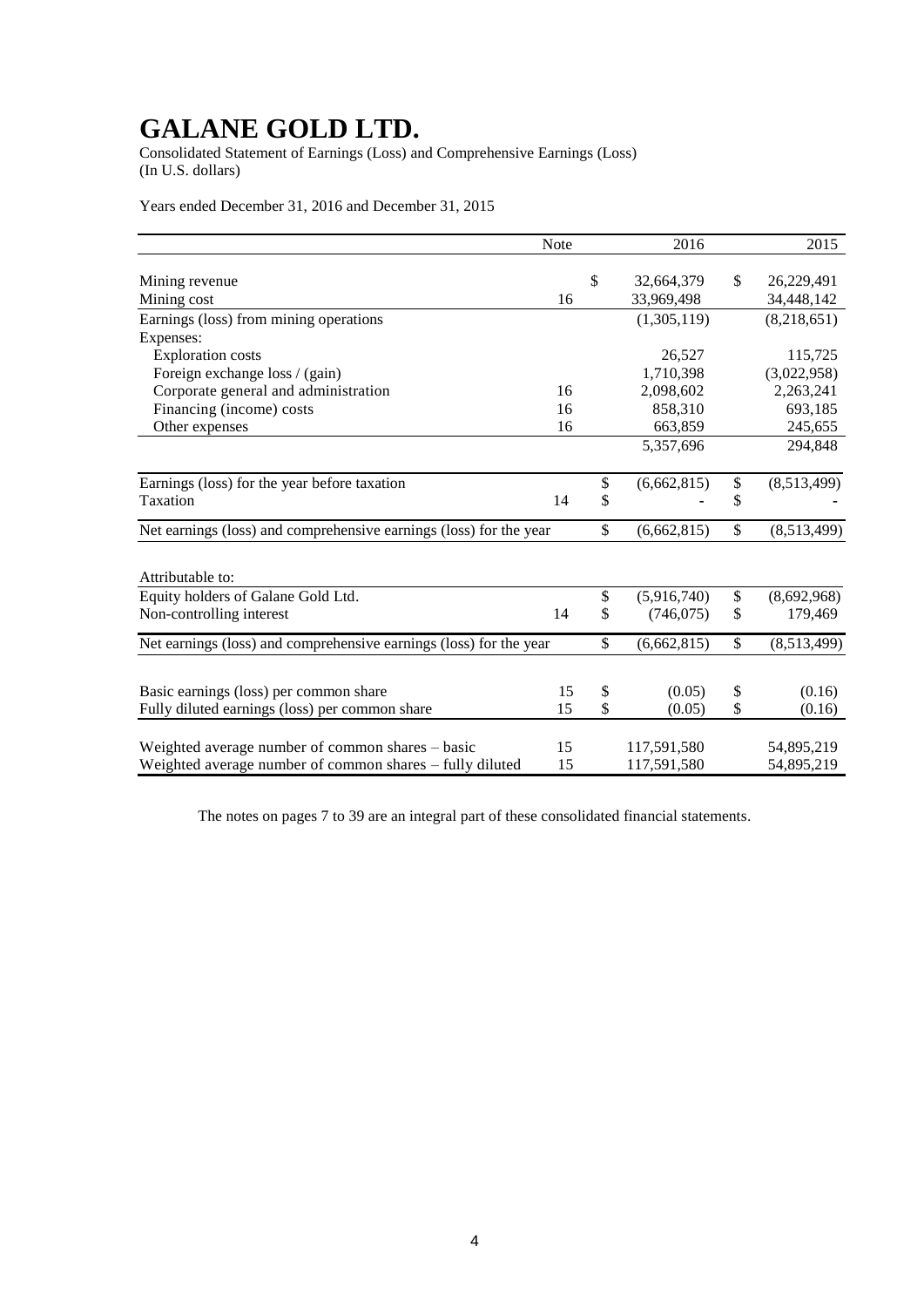# GALANE GOLD LTD.

Consolidated Statement of Earnings (Loss) and Comprehensive Earnings (Loss)
(In U.S. dollars)

Years ended December 31, 2016 and December 31, 2015

| | Note | 2016 | 2015 |
|---|---|---|---|
| Mining revenue | | $ 32,664,379 | $ 26,229,491 |
| Mining cost | 16 | 33,969,498 | 34,448,142 |
| Earnings (loss) from mining operations | | (1,305,119) | (8,218,651) |
| Expenses: | | | |
| Exploration costs | | 26,527 | 115,725 |
| Foreign exchange loss / (gain) | | 1,710,398 | (3,022,958) |
| Corporate general and administration | 16 | 2,098,602 | 2,263,241 |
| Financing (income) costs | 16 | 858,310 | 693,185 |
| Other expenses | 16 | 663,859 | 245,655 |
| | | 5,357,696 | 294,848 |
| Earnings (loss) for the year before taxation | | $ (6,662,815) | $ (8,513,499) |
| Taxation | 14 | $ - | $ - |
| Net earnings (loss) and comprehensive earnings (loss) for the year | | $ (6,662,815) | $ (8,513,499) |
| Attributable to: | | | |
| Equity holders of Galane Gold Ltd. | | $ (5,916,740) | $ (8,692,968) |
| Non-controlling interest | 14 | $ (746,075) | $ 179,469 |
| Net earnings (loss) and comprehensive earnings (loss) for the year | | $ (6,662,815) | $ (8,513,499) |
| Basic earnings (loss) per common share | 15 | $ (0.05) | $ (0.16) |
| Fully diluted earnings (loss) per common share | 15 | $ (0.05) | $ (0.16) |
| Weighted average number of common shares – basic | 15 | 117,591,580 | 54,895,219 |
| Weighted average number of common shares – fully diluted | 15 | 117,591,580 | 54,895,219 |

The notes on pages 7 to 39 are an integral part of these consolidated financial statements.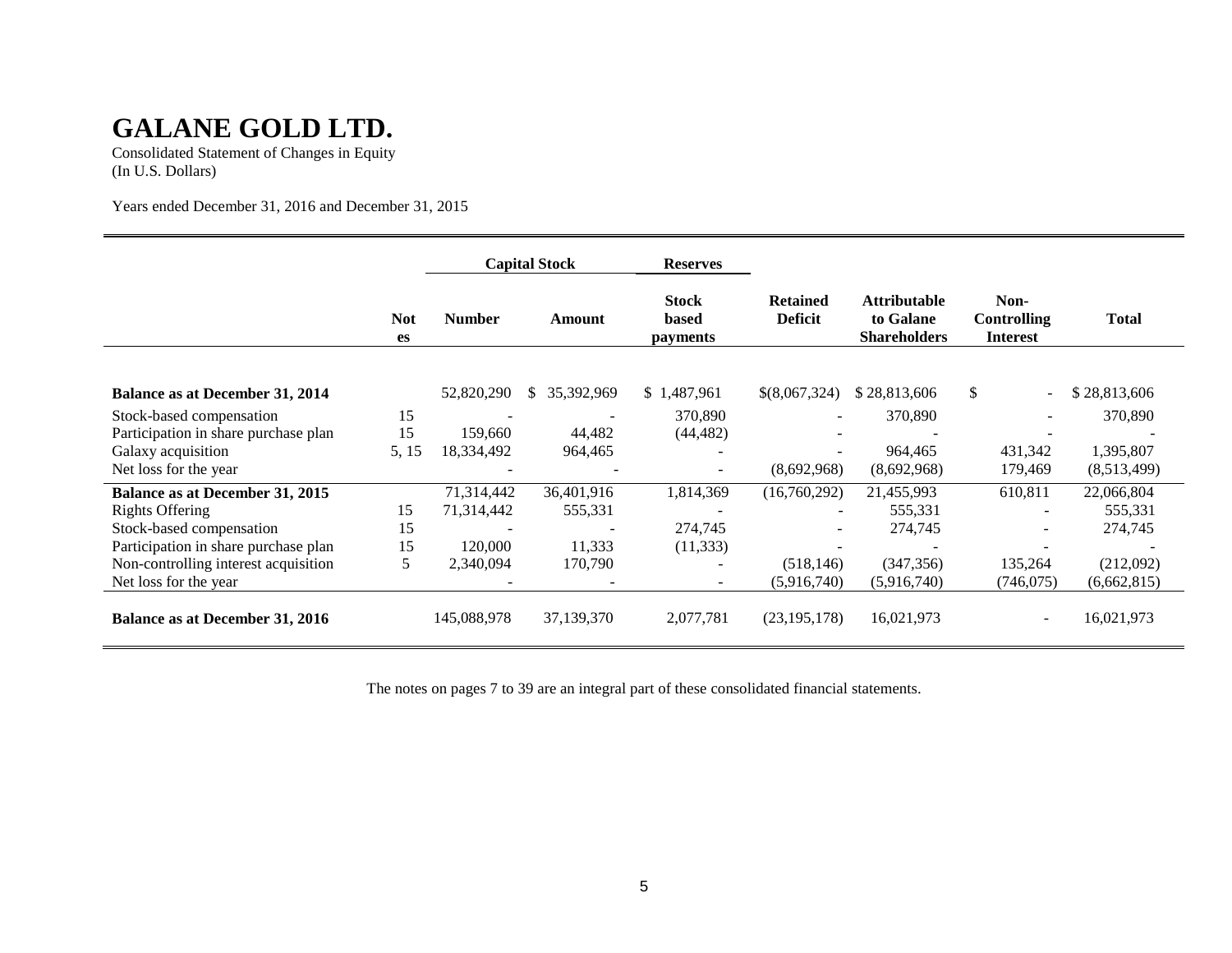# GALANE GOLD LTD.

Consolidated Statement of Changes in Equity
(In U.S. Dollars)

Years ended December 31, 2016 and December 31, 2015

| | | Capital Stock | | Reserves | | | | |
|---|---|---|---|---|---|---|---|---|
| | Notes | Number | Amount | Stock based payments | Retained Deficit | Attributable to Galane Shareholders | Non-Controlling Interest | Total |
| **Balance as at December 31, 2014** | | 52,820,290 | $ 35,392,969 | $ 1,487,961 | $(8,067,324) | $ 28,813,606 | $ - | $ 28,813,606 |
| Stock-based compensation | 15 | - | - | 370,890 | - | 370,890 | - | 370,890 |
| Participation in share purchase plan | 15 | 159,660 | 44,482 | (44,482) | - | - | - | - |
| Galaxy acquisition | 5, 15 | 18,334,492 | 964,465 | - | - | 964,465 | 431,342 | 1,395,807 |
| Net loss for the year | | - | - | - | (8,692,968) | (8,692,968) | 179,469 | (8,513,499) |
| **Balance as at December 31, 2015** | | 71,314,442 | 36,401,916 | 1,814,369 | (16,760,292) | 21,455,993 | 610,811 | 22,066,804 |
| Rights Offering | 15 | 71,314,442 | 555,331 | - | - | 555,331 | - | 555,331 |
| Stock-based compensation | 15 | - | - | 274,745 | - | 274,745 | - | 274,745 |
| Participation in share purchase plan | 15 | 120,000 | 11,333 | (11,333) | - | - | - | - |
| Non-controlling interest acquisition | 5 | 2,340,094 | 170,790 | - | (518,146) | (347,356) | 135,264 | (212,092) |
| Net loss for the year | | - | - | - | (5,916,740) | (5,916,740) | (746,075) | (6,662,815) |
| **Balance as at December 31, 2016** | | 145,088,978 | 37,139,370 | 2,077,781 | (23,195,178) | 16,021,973 | - | 16,021,973 |

The notes on pages 7 to 39 are an integral part of these consolidated financial statements.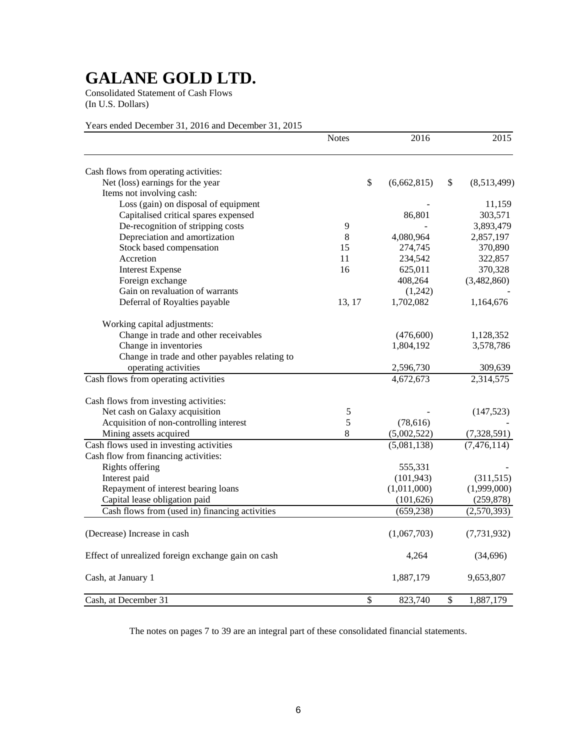# GALANE GOLD LTD.

Consolidated Statement of Cash Flows
(In U.S. Dollars)

Years ended December 31, 2016 and December 31, 2015

| | Notes | 2016 | 2015 |
|---|---|---|---|
| Cash flows from operating activities: | | | |
| Net (loss) earnings for the year | | $ (6,662,815) | $ (8,513,499) |
| Items not involving cash: | | | |
| Loss (gain) on disposal of equipment | | - | 11,159 |
| Capitalised critical spares expensed | | 86,801 | 303,571 |
| De-recognition of stripping costs | 9 | - | 3,893,479 |
| Depreciation and amortization | 8 | 4,080,964 | 2,857,197 |
| Stock based compensation | 15 | 274,745 | 370,890 |
| Accretion | 11 | 234,542 | 322,857 |
| Interest Expense | 16 | 625,011 | 370,328 |
| Foreign exchange | | 408,264 | (3,482,860) |
| Gain on revaluation of warrants | | (1,242) | - |
| Deferral of Royalties payable | 13, 17 | 1,702,082 | 1,164,676 |
| Working capital adjustments: | | | |
| Change in trade and other receivables | | (476,600) | 1,128,352 |
| Change in inventories | | 1,804,192 | 3,578,786 |
| Change in trade and other payables relating to operating activities | | 2,596,730 | 309,639 |
| Cash flows from operating activities | | 4,672,673 | 2,314,575 |
| Cash flows from investing activities: | | | |
| Net cash on Galaxy acquisition | 5 | - | (147,523) |
| Acquisition of non-controlling interest | 5 | (78,616) | - |
| Mining assets acquired | 8 | (5,002,522) | (7,328,591) |
| Cash flows used in investing activities | | (5,081,138) | (7,476,114) |
| Cash flow from financing activities: | | | |
| Rights offering | | 555,331 | - |
| Interest paid | | (101,943) | (311,515) |
| Repayment of interest bearing loans | | (1,011,000) | (1,999,000) |
| Capital lease obligation paid | | (101,626) | (259,878) |
| Cash flows from (used in) financing activities | | (659,238) | (2,570,393) |
| (Decrease) Increase in cash | | (1,067,703) | (7,731,932) |
| Effect of unrealized foreign exchange gain on cash | | 4,264 | (34,696) |
| Cash, at January 1 | | 1,887,179 | 9,653,807 |
| Cash, at December 31 | | $ 823,740 | $ 1,887,179 |

The notes on pages 7 to 39 are an integral part of these consolidated financial statements.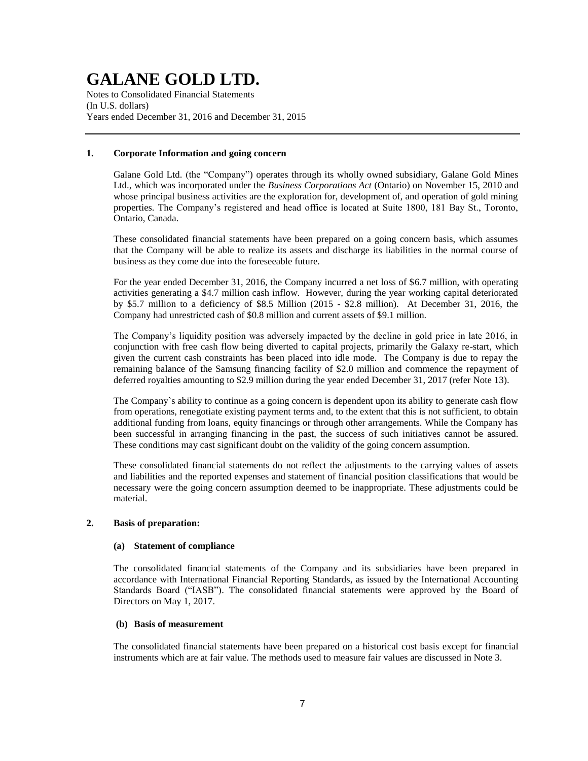## 1. Corporate Information and going concern

Galane Gold Ltd. (the "Company") operates through its wholly owned subsidiary, Galane Gold Mines Ltd., which was incorporated under the *Business Corporations Act* (Ontario) on November 15, 2010 and whose principal business activities are the exploration for, development of, and operation of gold mining properties. The Company's registered and head office is located at Suite 1800, 181 Bay St., Toronto, Ontario, Canada.

These consolidated financial statements have been prepared on a going concern basis, which assumes that the Company will be able to realize its assets and discharge its liabilities in the normal course of business as they come due into the foreseeable future.

For the year ended December 31, 2016, the Company incurred a net loss of $6.7 million, with operating activities generating a $4.7 million cash inflow. However, during the year working capital deteriorated by $5.7 million to a deficiency of $8.5 Million (2015 - $2.8 million). At December 31, 2016, the Company had unrestricted cash of $0.8 million and current assets of $9.1 million.

The Company's liquidity position was adversely impacted by the decline in gold price in late 2016, in conjunction with free cash flow being diverted to capital projects, primarily the Galaxy re-start, which given the current cash constraints has been placed into idle mode. The Company is due to repay the remaining balance of the Samsung financing facility of $2.0 million and commence the repayment of deferred royalties amounting to $2.9 million during the year ended December 31, 2017 (refer Note 13).

The Company`s ability to continue as a going concern is dependent upon its ability to generate cash flow from operations, renegotiate existing payment terms and, to the extent that this is not sufficient, to obtain additional funding from loans, equity financings or through other arrangements. While the Company has been successful in arranging financing in the past, the success of such initiatives cannot be assured. These conditions may cast significant doubt on the validity of the going concern assumption.

These consolidated financial statements do not reflect the adjustments to the carrying values of assets and liabilities and the reported expenses and statement of financial position classifications that would be necessary were the going concern assumption deemed to be inappropriate. These adjustments could be material.

## 2. Basis of preparation:

### (a) Statement of compliance

The consolidated financial statements of the Company and its subsidiaries have been prepared in accordance with International Financial Reporting Standards, as issued by the International Accounting Standards Board ("IASB"). The consolidated financial statements were approved by the Board of Directors on May 1, 2017.

### (b) Basis of measurement

The consolidated financial statements have been prepared on a historical cost basis except for financial instruments which are at fair value. The methods used to measure fair values are discussed in Note 3.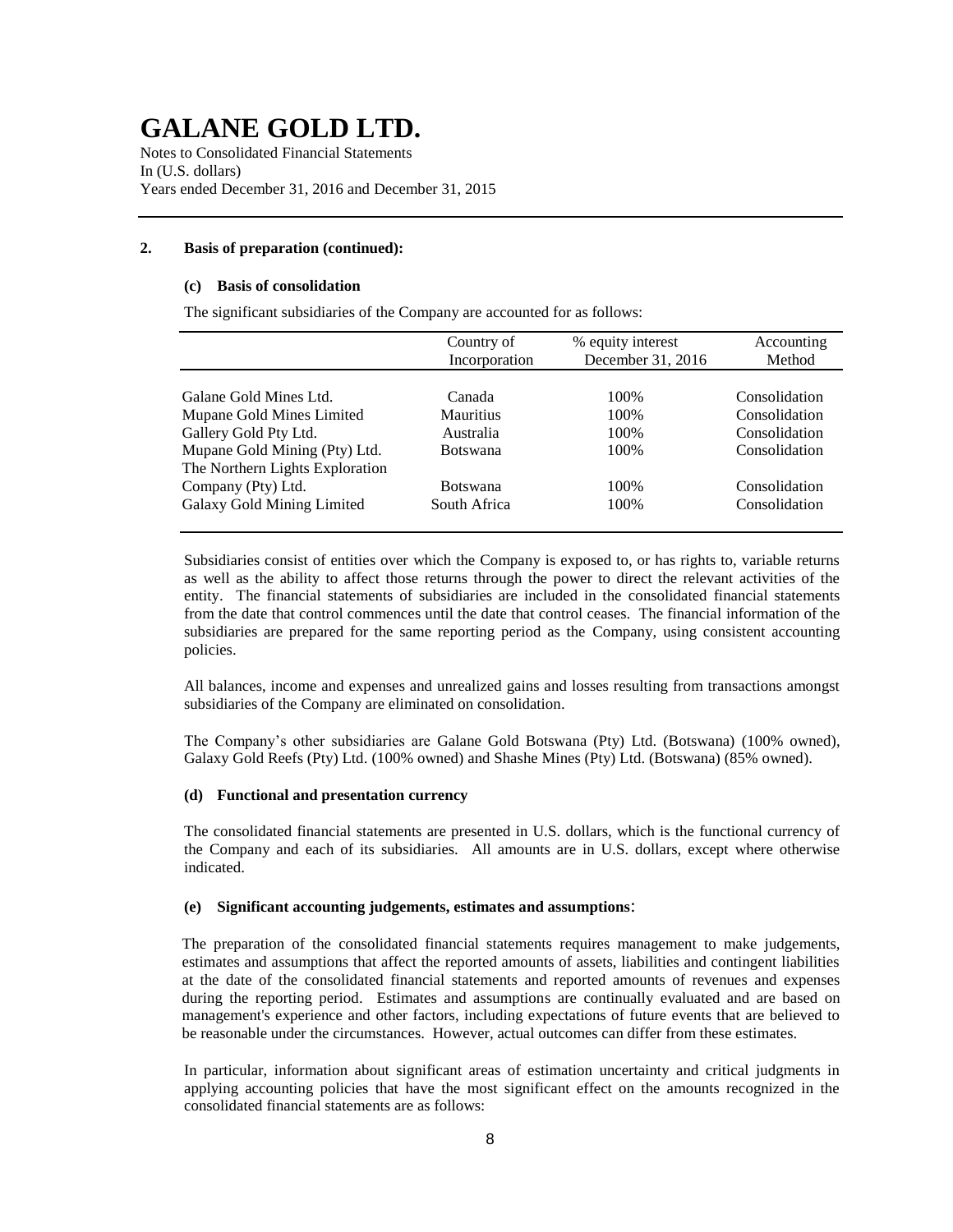# GALANE GOLD LTD.

Notes to Consolidated Financial Statements
In (U.S. dollars)
Years ended December 31, 2016 and December 31, 2015

## 2. Basis of preparation (continued):

### (c) Basis of consolidation

The significant subsidiaries of the Company are accounted for as follows:

| | Country of Incorporation | % equity interest December 31, 2016 | Accounting Method |
|---|---|---|---|
| Galane Gold Mines Ltd. | Canada | 100% | Consolidation |
| Mupane Gold Mines Limited | Mauritius | 100% | Consolidation |
| Gallery Gold Pty Ltd. | Australia | 100% | Consolidation |
| Mupane Gold Mining (Pty) Ltd. | Botswana | 100% | Consolidation |
| The Northern Lights Exploration Company (Pty) Ltd. | Botswana | 100% | Consolidation |
| Galaxy Gold Mining Limited | South Africa | 100% | Consolidation |

Subsidiaries consist of entities over which the Company is exposed to, or has rights to, variable returns as well as the ability to affect those returns through the power to direct the relevant activities of the entity. The financial statements of subsidiaries are included in the consolidated financial statements from the date that control commences until the date that control ceases. The financial information of the subsidiaries are prepared for the same reporting period as the Company, using consistent accounting policies.

All balances, income and expenses and unrealized gains and losses resulting from transactions amongst subsidiaries of the Company are eliminated on consolidation.

The Company's other subsidiaries are Galane Gold Botswana (Pty) Ltd. (Botswana) (100% owned), Galaxy Gold Reefs (Pty) Ltd. (100% owned) and Shashe Mines (Pty) Ltd. (Botswana) (85% owned).

### (d) Functional and presentation currency

The consolidated financial statements are presented in U.S. dollars, which is the functional currency of the Company and each of its subsidiaries. All amounts are in U.S. dollars, except where otherwise indicated.

### (e) Significant accounting judgements, estimates and assumptions:

The preparation of the consolidated financial statements requires management to make judgements, estimates and assumptions that affect the reported amounts of assets, liabilities and contingent liabilities at the date of the consolidated financial statements and reported amounts of revenues and expenses during the reporting period. Estimates and assumptions are continually evaluated and are based on management's experience and other factors, including expectations of future events that are believed to be reasonable under the circumstances. However, actual outcomes can differ from these estimates.

In particular, information about significant areas of estimation uncertainty and critical judgments in applying accounting policies that have the most significant effect on the amounts recognized in the consolidated financial statements are as follows: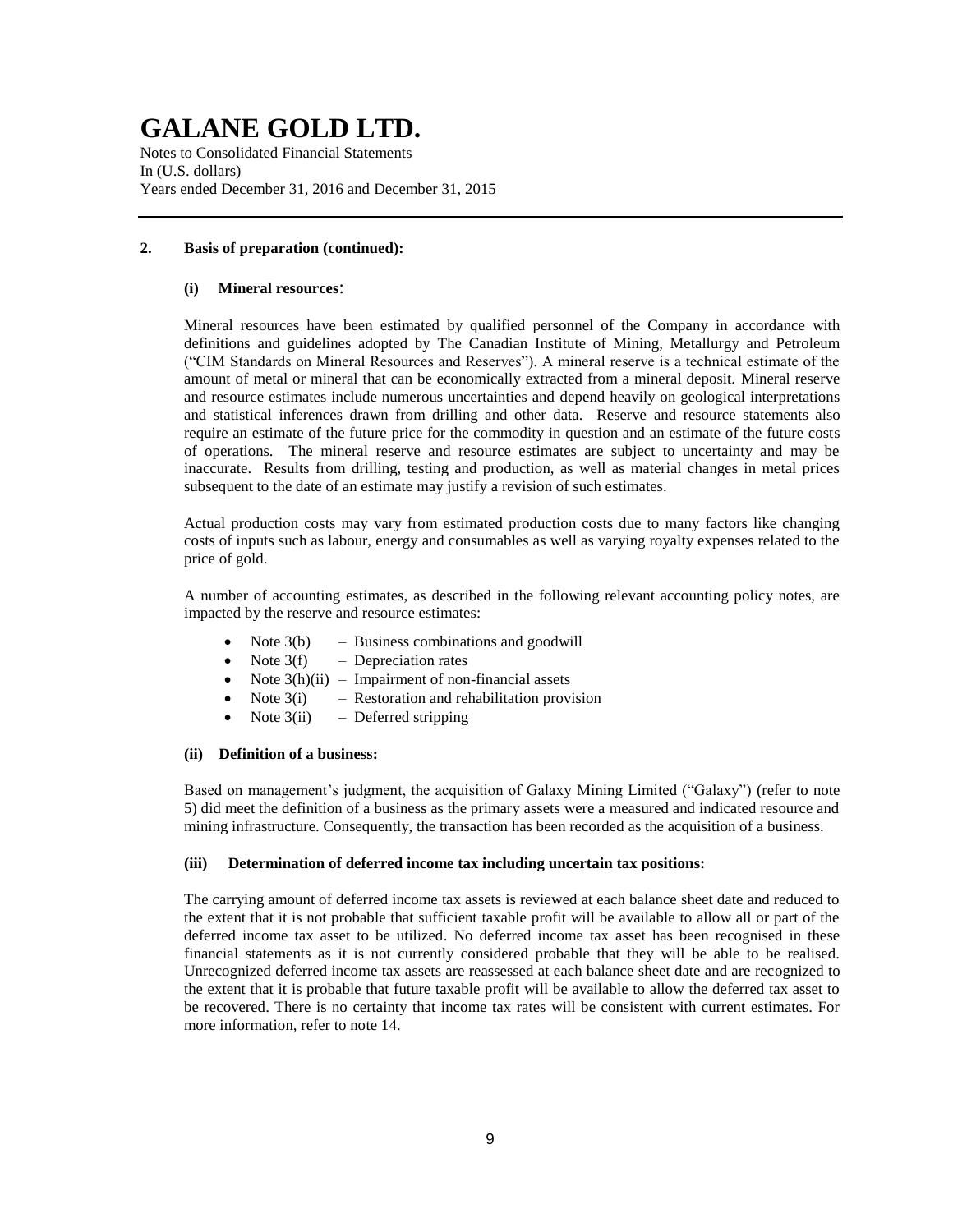## 2. Basis of preparation (continued):

### (i) Mineral resources:

Mineral resources have been estimated by qualified personnel of the Company in accordance with definitions and guidelines adopted by The Canadian Institute of Mining, Metallurgy and Petroleum ("CIM Standards on Mineral Resources and Reserves"). A mineral reserve is a technical estimate of the amount of metal or mineral that can be economically extracted from a mineral deposit. Mineral reserve and resource estimates include numerous uncertainties and depend heavily on geological interpretations and statistical inferences drawn from drilling and other data. Reserve and resource statements also require an estimate of the future price for the commodity in question and an estimate of the future costs of operations. The mineral reserve and resource estimates are subject to uncertainty and may be inaccurate. Results from drilling, testing and production, as well as material changes in metal prices subsequent to the date of an estimate may justify a revision of such estimates.

Actual production costs may vary from estimated production costs due to many factors like changing costs of inputs such as labour, energy and consumables as well as varying royalty expenses related to the price of gold.

A number of accounting estimates, as described in the following relevant accounting policy notes, are impacted by the reserve and resource estimates:

- Note 3(b) – Business combinations and goodwill
- Note 3(f) – Depreciation rates
- Note 3(h)(ii) – Impairment of non-financial assets
- Note 3(i) – Restoration and rehabilitation provision
- Note 3(ii) – Deferred stripping

### (ii) Definition of a business:

Based on management's judgment, the acquisition of Galaxy Mining Limited ("Galaxy") (refer to note 5) did meet the definition of a business as the primary assets were a measured and indicated resource and mining infrastructure. Consequently, the transaction has been recorded as the acquisition of a business.

### (iii) Determination of deferred income tax including uncertain tax positions:

The carrying amount of deferred income tax assets is reviewed at each balance sheet date and reduced to the extent that it is not probable that sufficient taxable profit will be available to allow all or part of the deferred income tax asset to be utilized. No deferred income tax asset has been recognised in these financial statements as it is not currently considered probable that they will be able to be realised. Unrecognized deferred income tax assets are reassessed at each balance sheet date and are recognized to the extent that it is probable that future taxable profit will be available to allow the deferred tax asset to be recovered. There is no certainty that income tax rates will be consistent with current estimates. For more information, refer to note 14.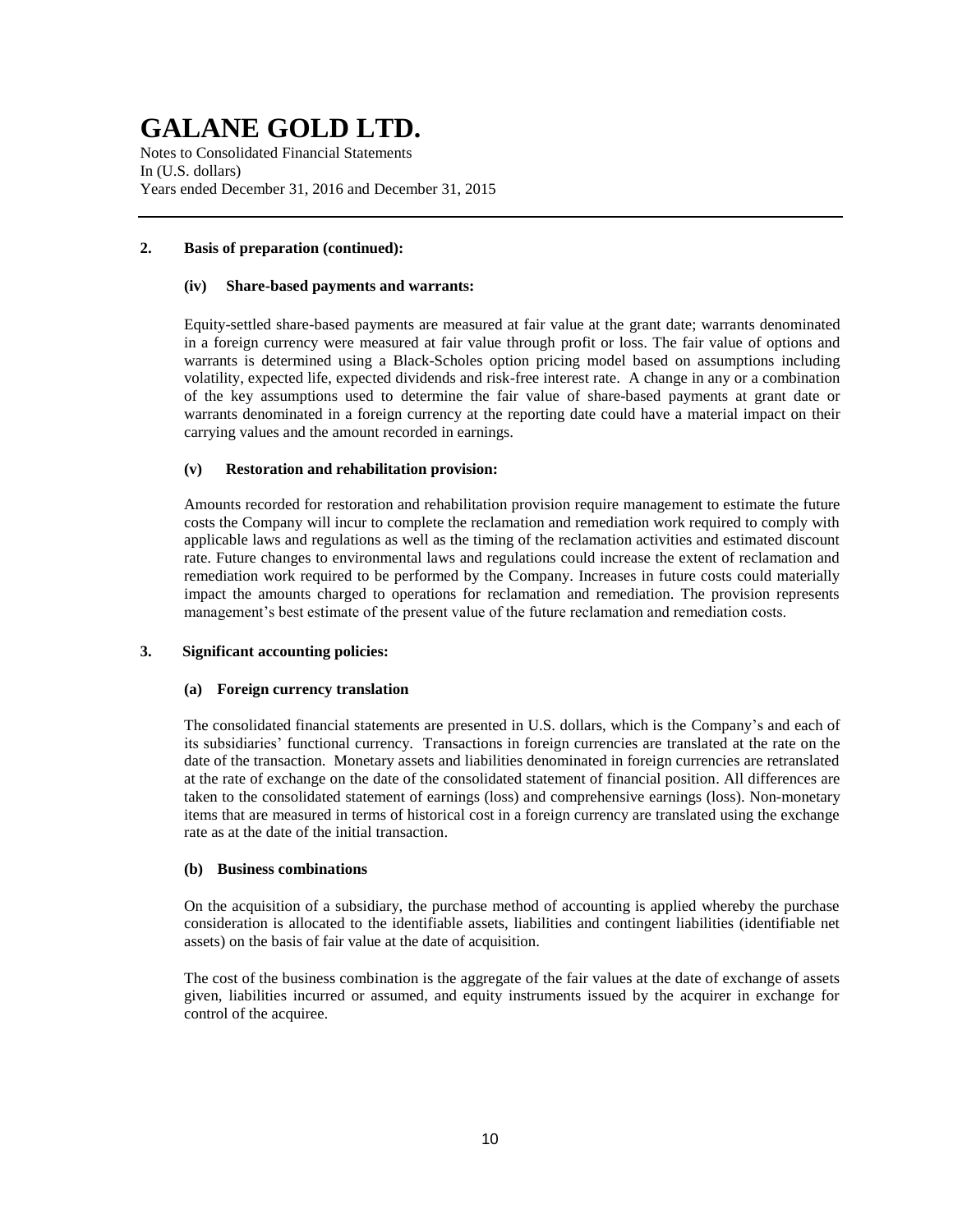## 2. Basis of preparation (continued):

### (iv) Share-based payments and warrants:

Equity-settled share-based payments are measured at fair value at the grant date; warrants denominated in a foreign currency were measured at fair value through profit or loss. The fair value of options and warrants is determined using a Black-Scholes option pricing model based on assumptions including volatility, expected life, expected dividends and risk-free interest rate. A change in any or a combination of the key assumptions used to determine the fair value of share-based payments at grant date or warrants denominated in a foreign currency at the reporting date could have a material impact on their carrying values and the amount recorded in earnings.

### (v) Restoration and rehabilitation provision:

Amounts recorded for restoration and rehabilitation provision require management to estimate the future costs the Company will incur to complete the reclamation and remediation work required to comply with applicable laws and regulations as well as the timing of the reclamation activities and estimated discount rate. Future changes to environmental laws and regulations could increase the extent of reclamation and remediation work required to be performed by the Company. Increases in future costs could materially impact the amounts charged to operations for reclamation and remediation. The provision represents management's best estimate of the present value of the future reclamation and remediation costs.

## 3. Significant accounting policies:

### (a) Foreign currency translation

The consolidated financial statements are presented in U.S. dollars, which is the Company's and each of its subsidiaries' functional currency. Transactions in foreign currencies are translated at the rate on the date of the transaction. Monetary assets and liabilities denominated in foreign currencies are retranslated at the rate of exchange on the date of the consolidated statement of financial position. All differences are taken to the consolidated statement of earnings (loss) and comprehensive earnings (loss). Non-monetary items that are measured in terms of historical cost in a foreign currency are translated using the exchange rate as at the date of the initial transaction.

### (b) Business combinations

On the acquisition of a subsidiary, the purchase method of accounting is applied whereby the purchase consideration is allocated to the identifiable assets, liabilities and contingent liabilities (identifiable net assets) on the basis of fair value at the date of acquisition.

The cost of the business combination is the aggregate of the fair values at the date of exchange of assets given, liabilities incurred or assumed, and equity instruments issued by the acquirer in exchange for control of the acquiree.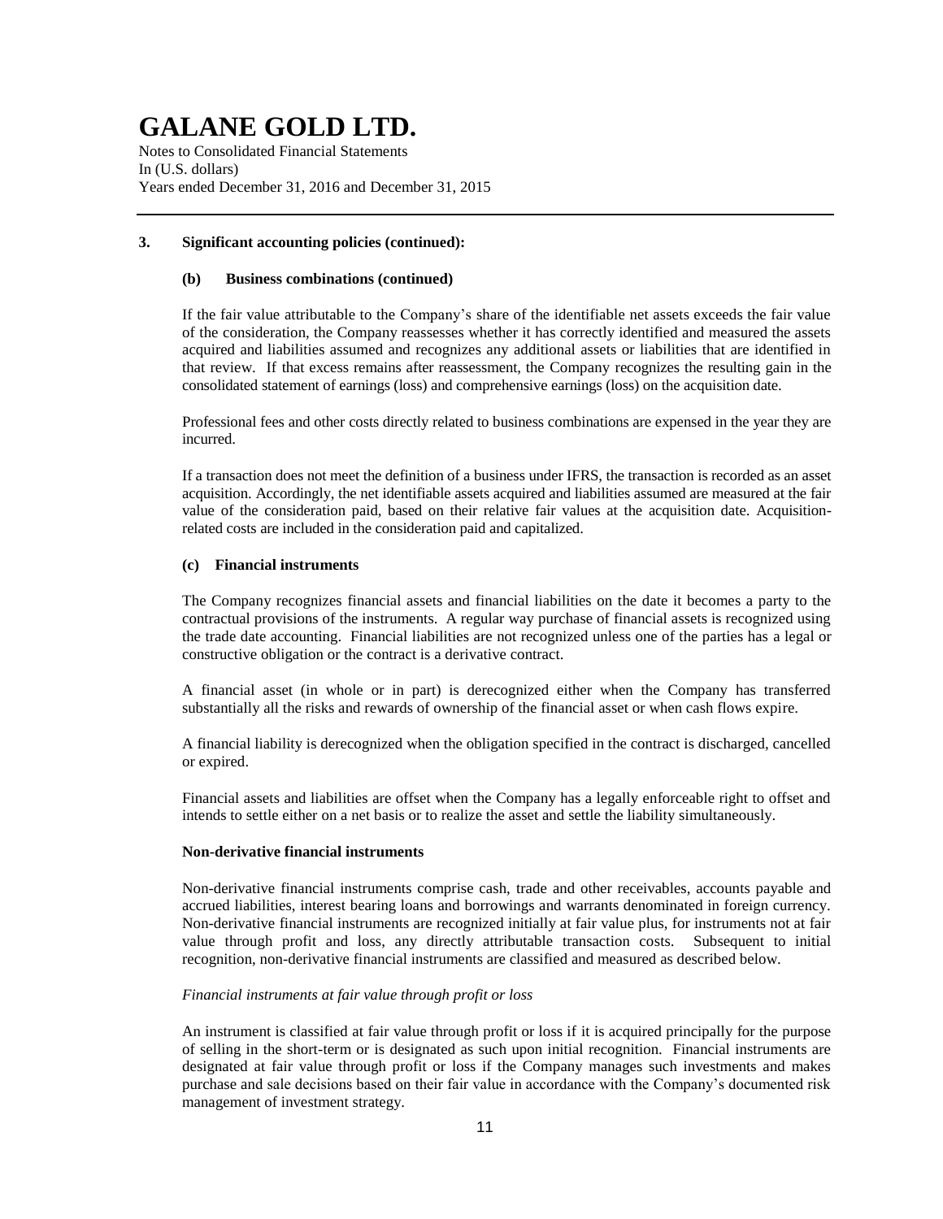### 3. Significant accounting policies (continued):

#### (b) Business combinations (continued)

If the fair value attributable to the Company's share of the identifiable net assets exceeds the fair value of the consideration, the Company reassesses whether it has correctly identified and measured the assets acquired and liabilities assumed and recognizes any additional assets or liabilities that are identified in that review. If that excess remains after reassessment, the Company recognizes the resulting gain in the consolidated statement of earnings (loss) and comprehensive earnings (loss) on the acquisition date.

Professional fees and other costs directly related to business combinations are expensed in the year they are incurred.

If a transaction does not meet the definition of a business under IFRS, the transaction is recorded as an asset acquisition. Accordingly, the net identifiable assets acquired and liabilities assumed are measured at the fair value of the consideration paid, based on their relative fair values at the acquisition date. Acquisition-related costs are included in the consideration paid and capitalized.

#### (c) Financial instruments

The Company recognizes financial assets and financial liabilities on the date it becomes a party to the contractual provisions of the instruments. A regular way purchase of financial assets is recognized using the trade date accounting. Financial liabilities are not recognized unless one of the parties has a legal or constructive obligation or the contract is a derivative contract.

A financial asset (in whole or in part) is derecognized either when the Company has transferred substantially all the risks and rewards of ownership of the financial asset or when cash flows expire.

A financial liability is derecognized when the obligation specified in the contract is discharged, cancelled or expired.

Financial assets and liabilities are offset when the Company has a legally enforceable right to offset and intends to settle either on a net basis or to realize the asset and settle the liability simultaneously.

**Non-derivative financial instruments**

Non-derivative financial instruments comprise cash, trade and other receivables, accounts payable and accrued liabilities, interest bearing loans and borrowings and warrants denominated in foreign currency. Non-derivative financial instruments are recognized initially at fair value plus, for instruments not at fair value through profit and loss, any directly attributable transaction costs. Subsequent to initial recognition, non-derivative financial instruments are classified and measured as described below.

*Financial instruments at fair value through profit or loss*

An instrument is classified at fair value through profit or loss if it is acquired principally for the purpose of selling in the short-term or is designated as such upon initial recognition. Financial instruments are designated at fair value through profit or loss if the Company manages such investments and makes purchase and sale decisions based on their fair value in accordance with the Company's documented risk management of investment strategy.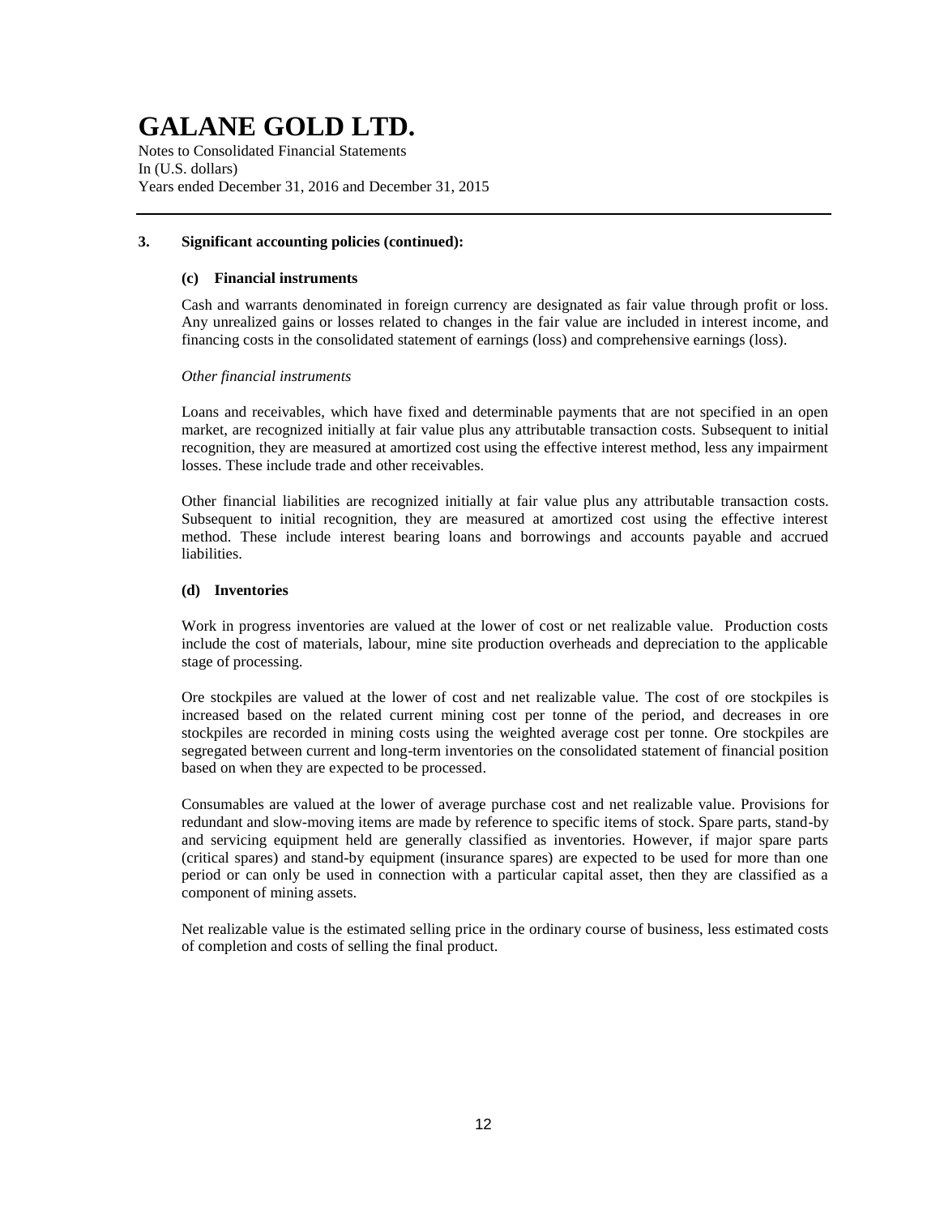### 3. Significant accounting policies (continued):

#### (c) Financial instruments

Cash and warrants denominated in foreign currency are designated as fair value through profit or loss. Any unrealized gains or losses related to changes in the fair value are included in interest income, and financing costs in the consolidated statement of earnings (loss) and comprehensive earnings (loss).

*Other financial instruments*

Loans and receivables, which have fixed and determinable payments that are not specified in an open market, are recognized initially at fair value plus any attributable transaction costs. Subsequent to initial recognition, they are measured at amortized cost using the effective interest method, less any impairment losses. These include trade and other receivables.

Other financial liabilities are recognized initially at fair value plus any attributable transaction costs. Subsequent to initial recognition, they are measured at amortized cost using the effective interest method. These include interest bearing loans and borrowings and accounts payable and accrued liabilities.

#### (d) Inventories

Work in progress inventories are valued at the lower of cost or net realizable value. Production costs include the cost of materials, labour, mine site production overheads and depreciation to the applicable stage of processing.

Ore stockpiles are valued at the lower of cost and net realizable value. The cost of ore stockpiles is increased based on the related current mining cost per tonne of the period, and decreases in ore stockpiles are recorded in mining costs using the weighted average cost per tonne. Ore stockpiles are segregated between current and long-term inventories on the consolidated statement of financial position based on when they are expected to be processed.

Consumables are valued at the lower of average purchase cost and net realizable value. Provisions for redundant and slow-moving items are made by reference to specific items of stock. Spare parts, stand-by and servicing equipment held are generally classified as inventories. However, if major spare parts (critical spares) and stand-by equipment (insurance spares) are expected to be used for more than one period or can only be used in connection with a particular capital asset, then they are classified as a component of mining assets.

Net realizable value is the estimated selling price in the ordinary course of business, less estimated costs of completion and costs of selling the final product.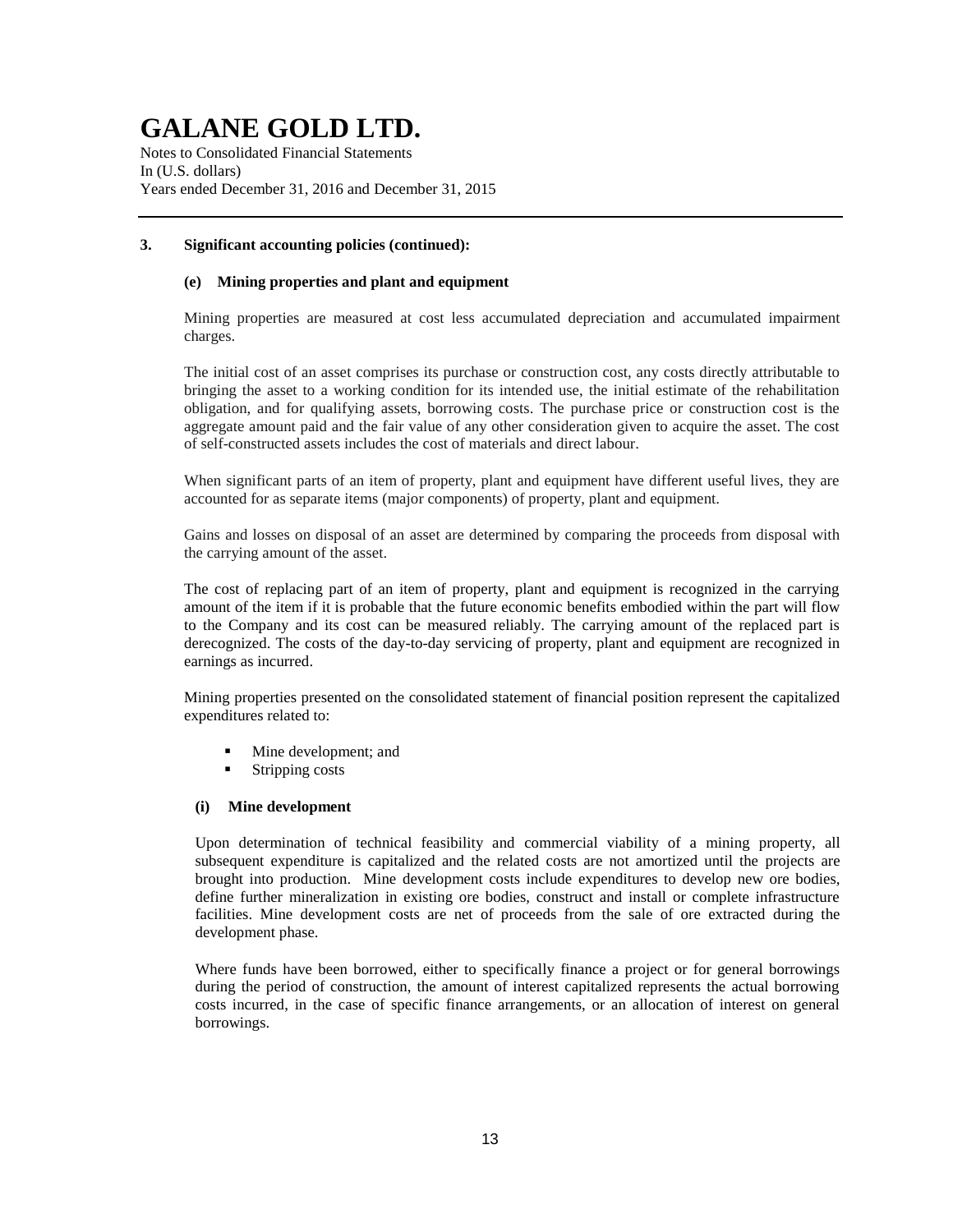### 3. Significant accounting policies (continued):

#### (e) Mining properties and plant and equipment

Mining properties are measured at cost less accumulated depreciation and accumulated impairment charges.

The initial cost of an asset comprises its purchase or construction cost, any costs directly attributable to bringing the asset to a working condition for its intended use, the initial estimate of the rehabilitation obligation, and for qualifying assets, borrowing costs. The purchase price or construction cost is the aggregate amount paid and the fair value of any other consideration given to acquire the asset. The cost of self-constructed assets includes the cost of materials and direct labour.

When significant parts of an item of property, plant and equipment have different useful lives, they are accounted for as separate items (major components) of property, plant and equipment.

Gains and losses on disposal of an asset are determined by comparing the proceeds from disposal with the carrying amount of the asset.

The cost of replacing part of an item of property, plant and equipment is recognized in the carrying amount of the item if it is probable that the future economic benefits embodied within the part will flow to the Company and its cost can be measured reliably. The carrying amount of the replaced part is derecognized. The costs of the day-to-day servicing of property, plant and equipment are recognized in earnings as incurred.

Mining properties presented on the consolidated statement of financial position represent the capitalized expenditures related to:

- Mine development; and
- Stripping costs

##### (i) Mine development

Upon determination of technical feasibility and commercial viability of a mining property, all subsequent expenditure is capitalized and the related costs are not amortized until the projects are brought into production. Mine development costs include expenditures to develop new ore bodies, define further mineralization in existing ore bodies, construct and install or complete infrastructure facilities. Mine development costs are net of proceeds from the sale of ore extracted during the development phase.

Where funds have been borrowed, either to specifically finance a project or for general borrowings during the period of construction, the amount of interest capitalized represents the actual borrowing costs incurred, in the case of specific finance arrangements, or an allocation of interest on general borrowings.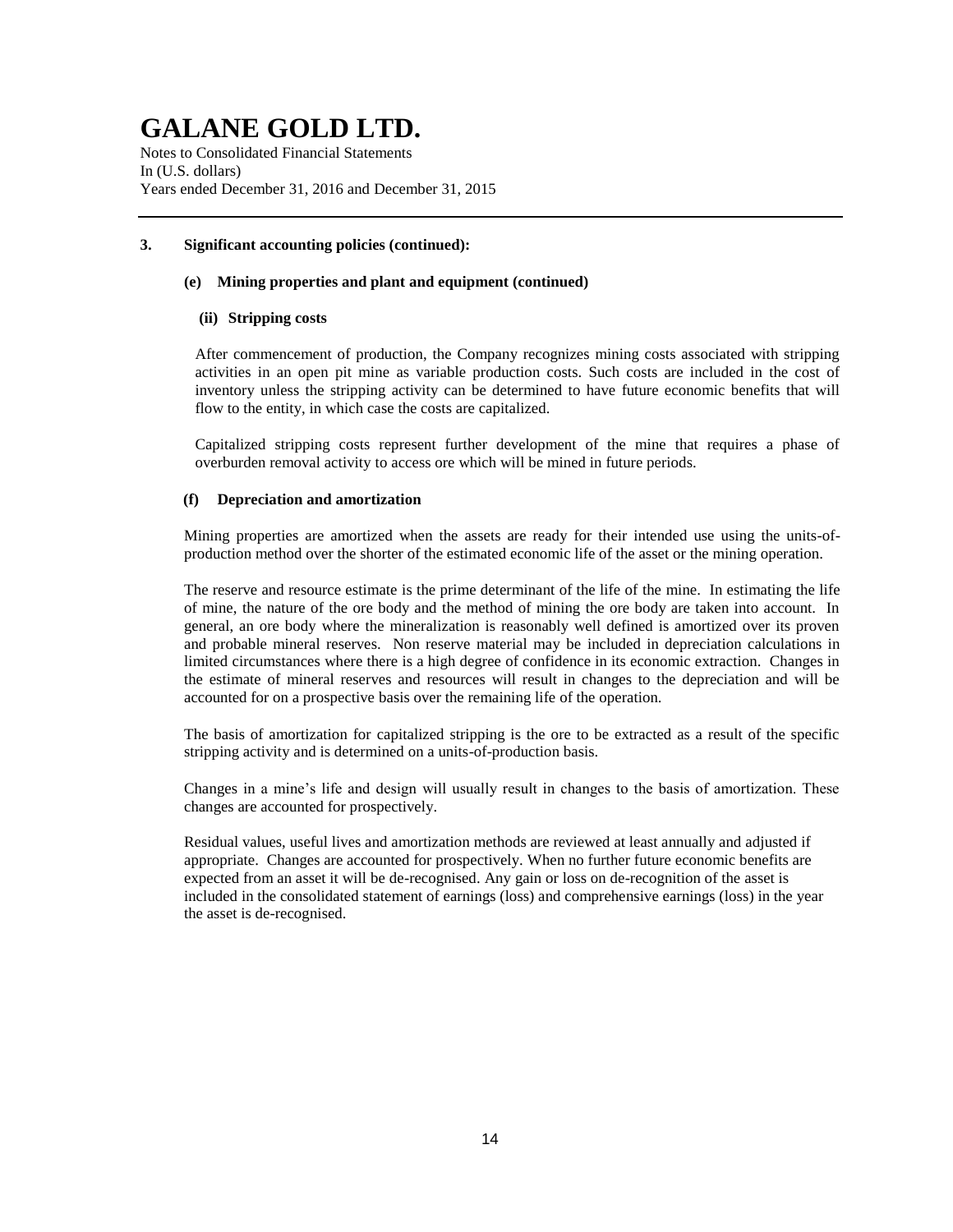### 3. Significant accounting policies (continued):

#### (e) Mining properties and plant and equipment (continued)

##### (ii) Stripping costs

After commencement of production, the Company recognizes mining costs associated with stripping activities in an open pit mine as variable production costs. Such costs are included in the cost of inventory unless the stripping activity can be determined to have future economic benefits that will flow to the entity, in which case the costs are capitalized.

Capitalized stripping costs represent further development of the mine that requires a phase of overburden removal activity to access ore which will be mined in future periods.

#### (f) Depreciation and amortization

Mining properties are amortized when the assets are ready for their intended use using the units-of-production method over the shorter of the estimated economic life of the asset or the mining operation.

The reserve and resource estimate is the prime determinant of the life of the mine. In estimating the life of mine, the nature of the ore body and the method of mining the ore body are taken into account. In general, an ore body where the mineralization is reasonably well defined is amortized over its proven and probable mineral reserves. Non reserve material may be included in depreciation calculations in limited circumstances where there is a high degree of confidence in its economic extraction. Changes in the estimate of mineral reserves and resources will result in changes to the depreciation and will be accounted for on a prospective basis over the remaining life of the operation.

The basis of amortization for capitalized stripping is the ore to be extracted as a result of the specific stripping activity and is determined on a units-of-production basis.

Changes in a mine's life and design will usually result in changes to the basis of amortization. These changes are accounted for prospectively.

Residual values, useful lives and amortization methods are reviewed at least annually and adjusted if appropriate. Changes are accounted for prospectively. When no further future economic benefits are expected from an asset it will be de-recognised. Any gain or loss on de-recognition of the asset is included in the consolidated statement of earnings (loss) and comprehensive earnings (loss) in the year the asset is de-recognised.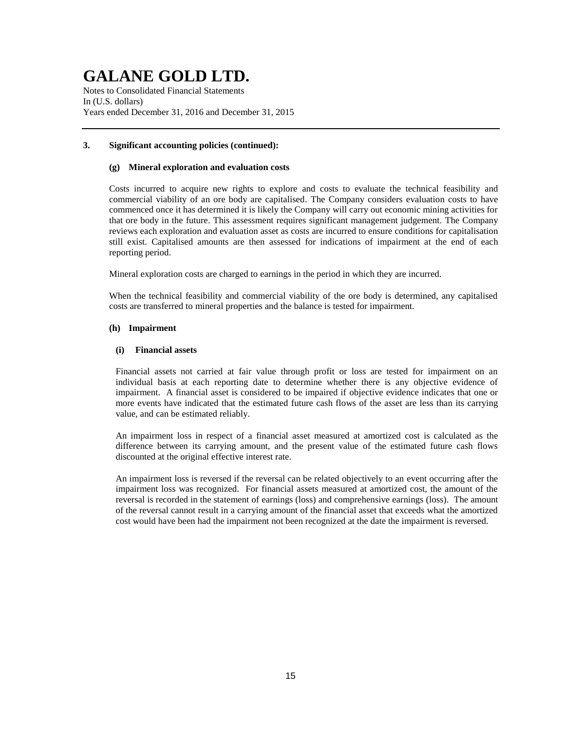### 3. Significant accounting policies (continued):

#### (g) Mineral exploration and evaluation costs

Costs incurred to acquire new rights to explore and costs to evaluate the technical feasibility and commercial viability of an ore body are capitalised. The Company considers evaluation costs to have commenced once it has determined it is likely the Company will carry out economic mining activities for that ore body in the future. This assessment requires significant management judgement. The Company reviews each exploration and evaluation asset as costs are incurred to ensure conditions for capitalisation still exist. Capitalised amounts are then assessed for indications of impairment at the end of each reporting period.

Mineral exploration costs are charged to earnings in the period in which they are incurred.

When the technical feasibility and commercial viability of the ore body is determined, any capitalised costs are transferred to mineral properties and the balance is tested for impairment.

#### (h) Impairment

##### (i) Financial assets

Financial assets not carried at fair value through profit or loss are tested for impairment on an individual basis at each reporting date to determine whether there is any objective evidence of impairment. A financial asset is considered to be impaired if objective evidence indicates that one or more events have indicated that the estimated future cash flows of the asset are less than its carrying value, and can be estimated reliably.

An impairment loss in respect of a financial asset measured at amortized cost is calculated as the difference between its carrying amount, and the present value of the estimated future cash flows discounted at the original effective interest rate.

An impairment loss is reversed if the reversal can be related objectively to an event occurring after the impairment loss was recognized. For financial assets measured at amortized cost, the amount of the reversal is recorded in the statement of earnings (loss) and comprehensive earnings (loss). The amount of the reversal cannot result in a carrying amount of the financial asset that exceeds what the amortized cost would have been had the impairment not been recognized at the date the impairment is reversed.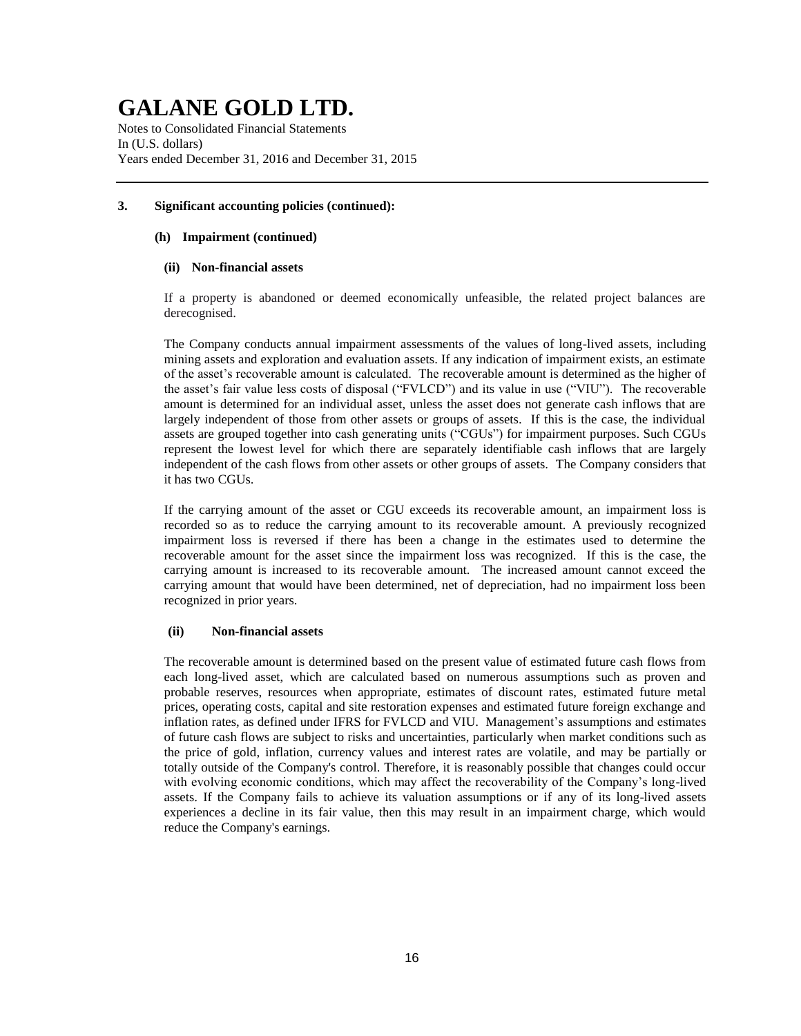## 3. Significant accounting policies (continued):

### (h) Impairment (continued)

#### (ii) Non-financial assets

If a property is abandoned or deemed economically unfeasible, the related project balances are derecognised.

The Company conducts annual impairment assessments of the values of long-lived assets, including mining assets and exploration and evaluation assets. If any indication of impairment exists, an estimate of the asset's recoverable amount is calculated. The recoverable amount is determined as the higher of the asset's fair value less costs of disposal ("FVLCD") and its value in use ("VIU"). The recoverable amount is determined for an individual asset, unless the asset does not generate cash inflows that are largely independent of those from other assets or groups of assets. If this is the case, the individual assets are grouped together into cash generating units ("CGUs") for impairment purposes. Such CGUs represent the lowest level for which there are separately identifiable cash inflows that are largely independent of the cash flows from other assets or other groups of assets. The Company considers that it has two CGUs.

If the carrying amount of the asset or CGU exceeds its recoverable amount, an impairment loss is recorded so as to reduce the carrying amount to its recoverable amount. A previously recognized impairment loss is reversed if there has been a change in the estimates used to determine the recoverable amount for the asset since the impairment loss was recognized. If this is the case, the carrying amount is increased to its recoverable amount. The increased amount cannot exceed the carrying amount that would have been determined, net of depreciation, had no impairment loss been recognized in prior years.

#### (ii) Non-financial assets

The recoverable amount is determined based on the present value of estimated future cash flows from each long-lived asset, which are calculated based on numerous assumptions such as proven and probable reserves, resources when appropriate, estimates of discount rates, estimated future metal prices, operating costs, capital and site restoration expenses and estimated future foreign exchange and inflation rates, as defined under IFRS for FVLCD and VIU. Management's assumptions and estimates of future cash flows are subject to risks and uncertainties, particularly when market conditions such as the price of gold, inflation, currency values and interest rates are volatile, and may be partially or totally outside of the Company's control. Therefore, it is reasonably possible that changes could occur with evolving economic conditions, which may affect the recoverability of the Company's long-lived assets. If the Company fails to achieve its valuation assumptions or if any of its long-lived assets experiences a decline in its fair value, then this may result in an impairment charge, which would reduce the Company's earnings.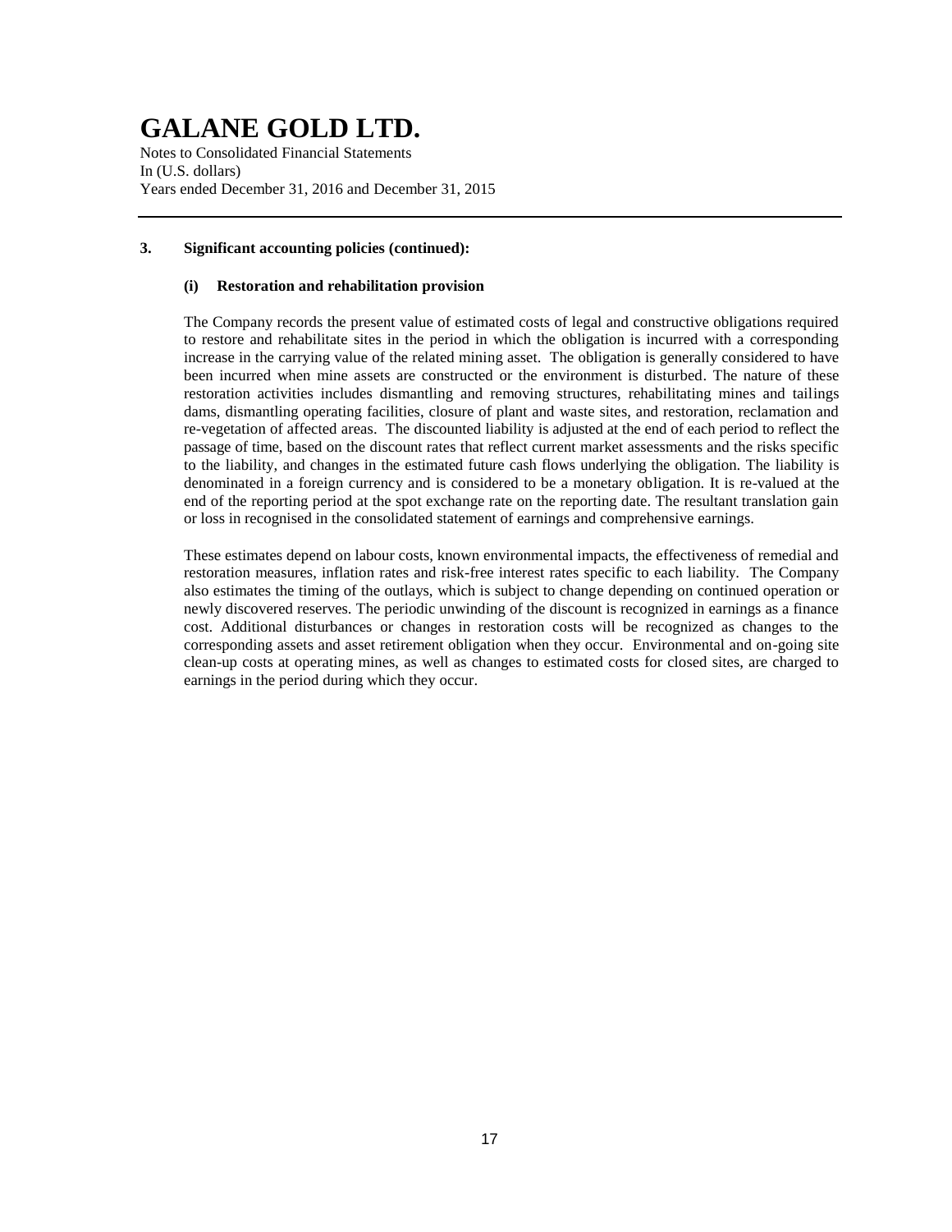# GALANE GOLD LTD.

Notes to Consolidated Financial Statements
In (U.S. dollars)
Years ended December 31, 2016 and December 31, 2015

**3. Significant accounting policies (continued):**

**(i) Restoration and rehabilitation provision**

The Company records the present value of estimated costs of legal and constructive obligations required to restore and rehabilitate sites in the period in which the obligation is incurred with a corresponding increase in the carrying value of the related mining asset. The obligation is generally considered to have been incurred when mine assets are constructed or the environment is disturbed. The nature of these restoration activities includes dismantling and removing structures, rehabilitating mines and tailings dams, dismantling operating facilities, closure of plant and waste sites, and restoration, reclamation and re-vegetation of affected areas. The discounted liability is adjusted at the end of each period to reflect the passage of time, based on the discount rates that reflect current market assessments and the risks specific to the liability, and changes in the estimated future cash flows underlying the obligation. The liability is denominated in a foreign currency and is considered to be a monetary obligation. It is re-valued at the end of the reporting period at the spot exchange rate on the reporting date. The resultant translation gain or loss in recognised in the consolidated statement of earnings and comprehensive earnings.

These estimates depend on labour costs, known environmental impacts, the effectiveness of remedial and restoration measures, inflation rates and risk-free interest rates specific to each liability. The Company also estimates the timing of the outlays, which is subject to change depending on continued operation or newly discovered reserves. The periodic unwinding of the discount is recognized in earnings as a finance cost. Additional disturbances or changes in restoration costs will be recognized as changes to the corresponding assets and asset retirement obligation when they occur. Environmental and on-going site clean-up costs at operating mines, as well as changes to estimated costs for closed sites, are charged to earnings in the period during which they occur.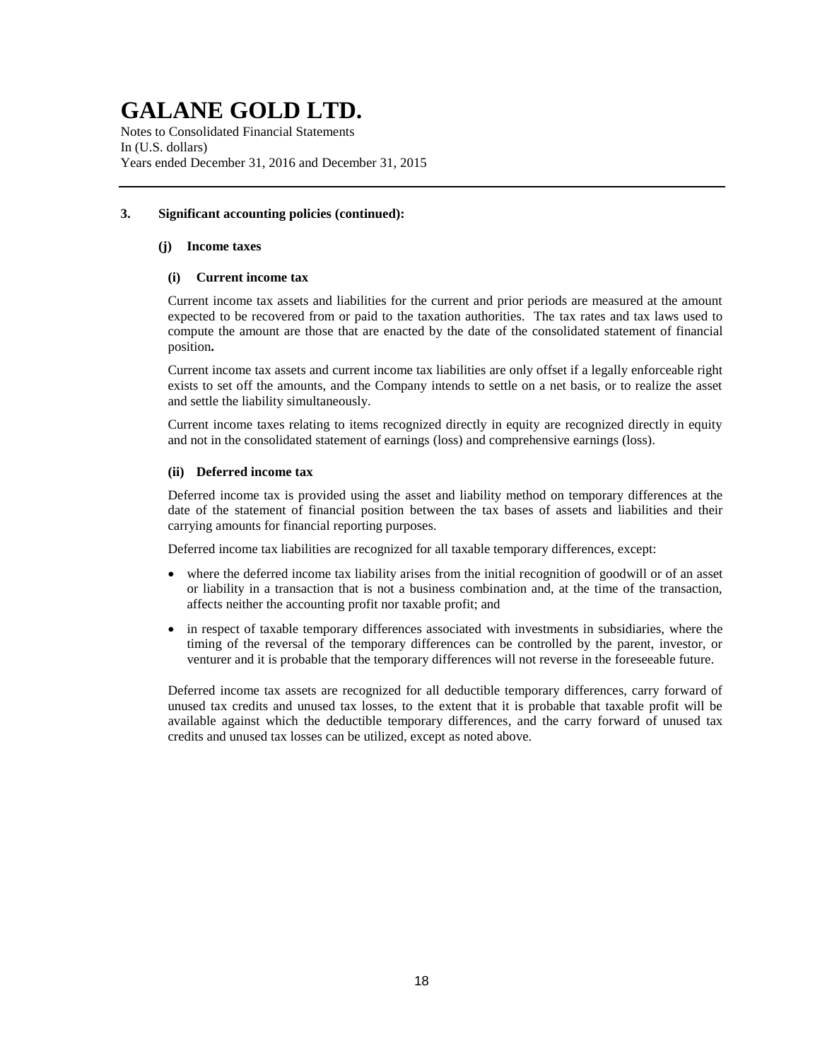### 3. Significant accounting policies (continued):

#### (j) Income taxes

##### (i) Current income tax

Current income tax assets and liabilities for the current and prior periods are measured at the amount expected to be recovered from or paid to the taxation authorities. The tax rates and tax laws used to compute the amount are those that are enacted by the date of the consolidated statement of financial position**.**

Current income tax assets and current income tax liabilities are only offset if a legally enforceable right exists to set off the amounts, and the Company intends to settle on a net basis, or to realize the asset and settle the liability simultaneously.

Current income taxes relating to items recognized directly in equity are recognized directly in equity and not in the consolidated statement of earnings (loss) and comprehensive earnings (loss).

##### (ii) Deferred income tax

Deferred income tax is provided using the asset and liability method on temporary differences at the date of the statement of financial position between the tax bases of assets and liabilities and their carrying amounts for financial reporting purposes.

Deferred income tax liabilities are recognized for all taxable temporary differences, except:

- where the deferred income tax liability arises from the initial recognition of goodwill or of an asset or liability in a transaction that is not a business combination and, at the time of the transaction, affects neither the accounting profit nor taxable profit; and
- in respect of taxable temporary differences associated with investments in subsidiaries, where the timing of the reversal of the temporary differences can be controlled by the parent, investor, or venturer and it is probable that the temporary differences will not reverse in the foreseeable future.

Deferred income tax assets are recognized for all deductible temporary differences, carry forward of unused tax credits and unused tax losses, to the extent that it is probable that taxable profit will be available against which the deductible temporary differences, and the carry forward of unused tax credits and unused tax losses can be utilized, except as noted above.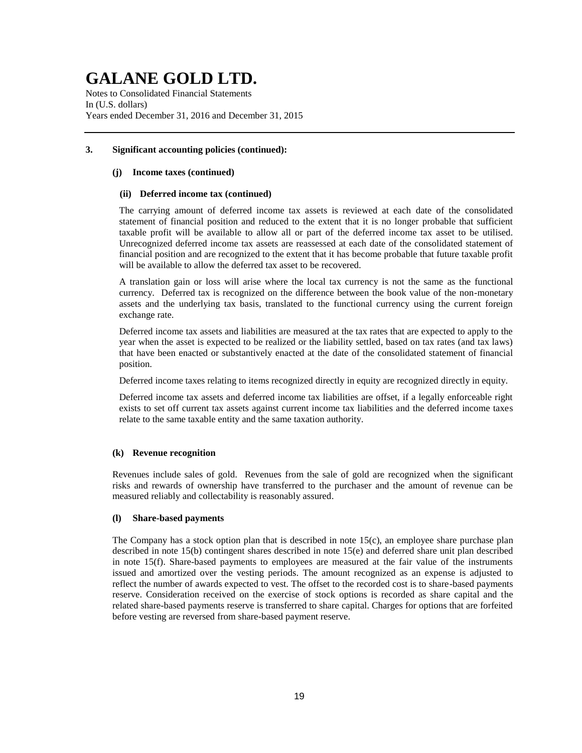### 3. Significant accounting policies (continued):

#### (j) Income taxes (continued)

##### (ii) Deferred income tax (continued)

The carrying amount of deferred income tax assets is reviewed at each date of the consolidated statement of financial position and reduced to the extent that it is no longer probable that sufficient taxable profit will be available to allow all or part of the deferred income tax asset to be utilised. Unrecognized deferred income tax assets are reassessed at each date of the consolidated statement of financial position and are recognized to the extent that it has become probable that future taxable profit will be available to allow the deferred tax asset to be recovered.

A translation gain or loss will arise where the local tax currency is not the same as the functional currency. Deferred tax is recognized on the difference between the book value of the non-monetary assets and the underlying tax basis, translated to the functional currency using the current foreign exchange rate.

Deferred income tax assets and liabilities are measured at the tax rates that are expected to apply to the year when the asset is expected to be realized or the liability settled, based on tax rates (and tax laws) that have been enacted or substantively enacted at the date of the consolidated statement of financial position.

Deferred income taxes relating to items recognized directly in equity are recognized directly in equity.

Deferred income tax assets and deferred income tax liabilities are offset, if a legally enforceable right exists to set off current tax assets against current income tax liabilities and the deferred income taxes relate to the same taxable entity and the same taxation authority.

#### (k) Revenue recognition

Revenues include sales of gold. Revenues from the sale of gold are recognized when the significant risks and rewards of ownership have transferred to the purchaser and the amount of revenue can be measured reliably and collectability is reasonably assured.

#### (l) Share-based payments

The Company has a stock option plan that is described in note 15(c), an employee share purchase plan described in note 15(b) contingent shares described in note 15(e) and deferred share unit plan described in note 15(f). Share-based payments to employees are measured at the fair value of the instruments issued and amortized over the vesting periods. The amount recognized as an expense is adjusted to reflect the number of awards expected to vest. The offset to the recorded cost is to share-based payments reserve. Consideration received on the exercise of stock options is recorded as share capital and the related share-based payments reserve is transferred to share capital. Charges for options that are forfeited before vesting are reversed from share-based payment reserve.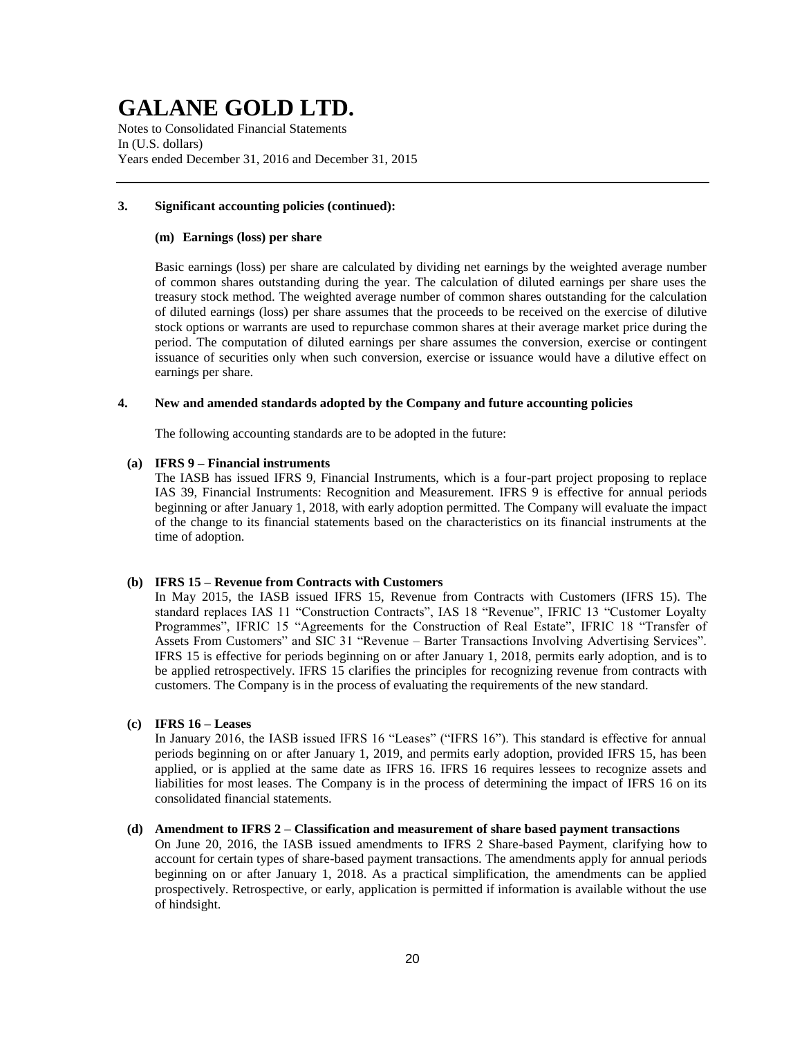### 3. Significant accounting policies (continued):

#### (m) Earnings (loss) per share

Basic earnings (loss) per share are calculated by dividing net earnings by the weighted average number of common shares outstanding during the year. The calculation of diluted earnings per share uses the treasury stock method. The weighted average number of common shares outstanding for the calculation of diluted earnings (loss) per share assumes that the proceeds to be received on the exercise of dilutive stock options or warrants are used to repurchase common shares at their average market price during the period. The computation of diluted earnings per share assumes the conversion, exercise or contingent issuance of securities only when such conversion, exercise or issuance would have a dilutive effect on earnings per share.

### 4. New and amended standards adopted by the Company and future accounting policies

The following accounting standards are to be adopted in the future:

**(a) IFRS 9 – Financial instruments**

The IASB has issued IFRS 9, Financial Instruments, which is a four-part project proposing to replace IAS 39, Financial Instruments: Recognition and Measurement. IFRS 9 is effective for annual periods beginning or after January 1, 2018, with early adoption permitted. The Company will evaluate the impact of the change to its financial statements based on the characteristics on its financial instruments at the time of adoption.

**(b) IFRS 15 – Revenue from Contracts with Customers**

In May 2015, the IASB issued IFRS 15, Revenue from Contracts with Customers (IFRS 15). The standard replaces IAS 11 "Construction Contracts", IAS 18 "Revenue", IFRIC 13 "Customer Loyalty Programmes", IFRIC 15 "Agreements for the Construction of Real Estate", IFRIC 18 "Transfer of Assets From Customers" and SIC 31 "Revenue – Barter Transactions Involving Advertising Services". IFRS 15 is effective for periods beginning on or after January 1, 2018, permits early adoption, and is to be applied retrospectively. IFRS 15 clarifies the principles for recognizing revenue from contracts with customers. The Company is in the process of evaluating the requirements of the new standard.

**(c) IFRS 16 – Leases**

In January 2016, the IASB issued IFRS 16 "Leases" ("IFRS 16"). This standard is effective for annual periods beginning on or after January 1, 2019, and permits early adoption, provided IFRS 15, has been applied, or is applied at the same date as IFRS 16. IFRS 16 requires lessees to recognize assets and liabilities for most leases. The Company is in the process of determining the impact of IFRS 16 on its consolidated financial statements.

**(d) Amendment to IFRS 2 – Classification and measurement of share based payment transactions**

On June 20, 2016, the IASB issued amendments to IFRS 2 Share-based Payment, clarifying how to account for certain types of share-based payment transactions. The amendments apply for annual periods beginning on or after January 1, 2018. As a practical simplification, the amendments can be applied prospectively. Retrospective, or early, application is permitted if information is available without the use of hindsight.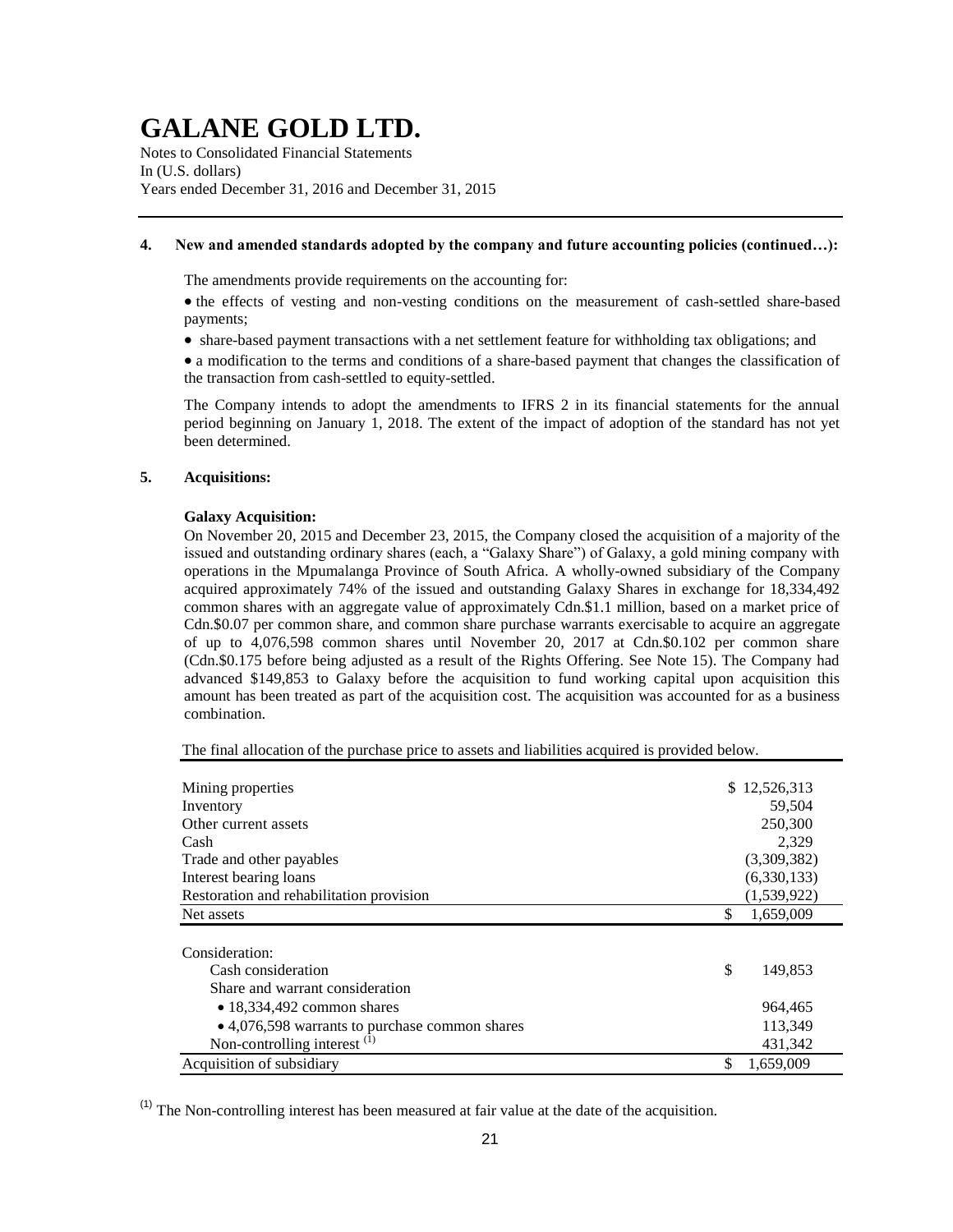**4. New and amended standards adopted by the company and future accounting policies (continued…):**

The amendments provide requirements on the accounting for:

- the effects of vesting and non-vesting conditions on the measurement of cash-settled share-based payments;
- share-based payment transactions with a net settlement feature for withholding tax obligations; and
- a modification to the terms and conditions of a share-based payment that changes the classification of the transaction from cash-settled to equity-settled.

The Company intends to adopt the amendments to IFRS 2 in its financial statements for the annual period beginning on January 1, 2018. The extent of the impact of adoption of the standard has not yet been determined.

**5. Acquisitions:**

**Galaxy Acquisition:**

On November 20, 2015 and December 23, 2015, the Company closed the acquisition of a majority of the issued and outstanding ordinary shares (each, a "Galaxy Share") of Galaxy, a gold mining company with operations in the Mpumalanga Province of South Africa. A wholly-owned subsidiary of the Company acquired approximately 74% of the issued and outstanding Galaxy Shares in exchange for 18,334,492 common shares with an aggregate value of approximately Cdn.$1.1 million, based on a market price of Cdn.$0.07 per common share, and common share purchase warrants exercisable to acquire an aggregate of up to 4,076,598 common shares until November 20, 2017 at Cdn.$0.102 per common share (Cdn.$0.175 before being adjusted as a result of the Rights Offering. See Note 15). The Company had advanced $149,853 to Galaxy before the acquisition to fund working capital upon acquisition this amount has been treated as part of the acquisition cost. The acquisition was accounted for as a business combination.

The final allocation of the purchase price to assets and liabilities acquired is provided below.

| | |
|---|---|
| Mining properties | $ 12,526,313 |
| Inventory | 59,504 |
| Other current assets | 250,300 |
| Cash | 2,329 |
| Trade and other payables | (3,309,382) |
| Interest bearing loans | (6,330,133) |
| Restoration and rehabilitation provision | (1,539,922) |
| Net assets | $ 1,659,009 |
| | |
| Consideration: | |
| Cash consideration | $ 149,853 |
| Share and warrant consideration | |
| • 18,334,492 common shares | 964,465 |
| • 4,076,598 warrants to purchase common shares | 113,349 |
| Non-controlling interest [(1)] | 431,342 |
| Acquisition of subsidiary | $ 1,659,009 |

[(1)] The Non-controlling interest has been measured at fair value at the date of the acquisition.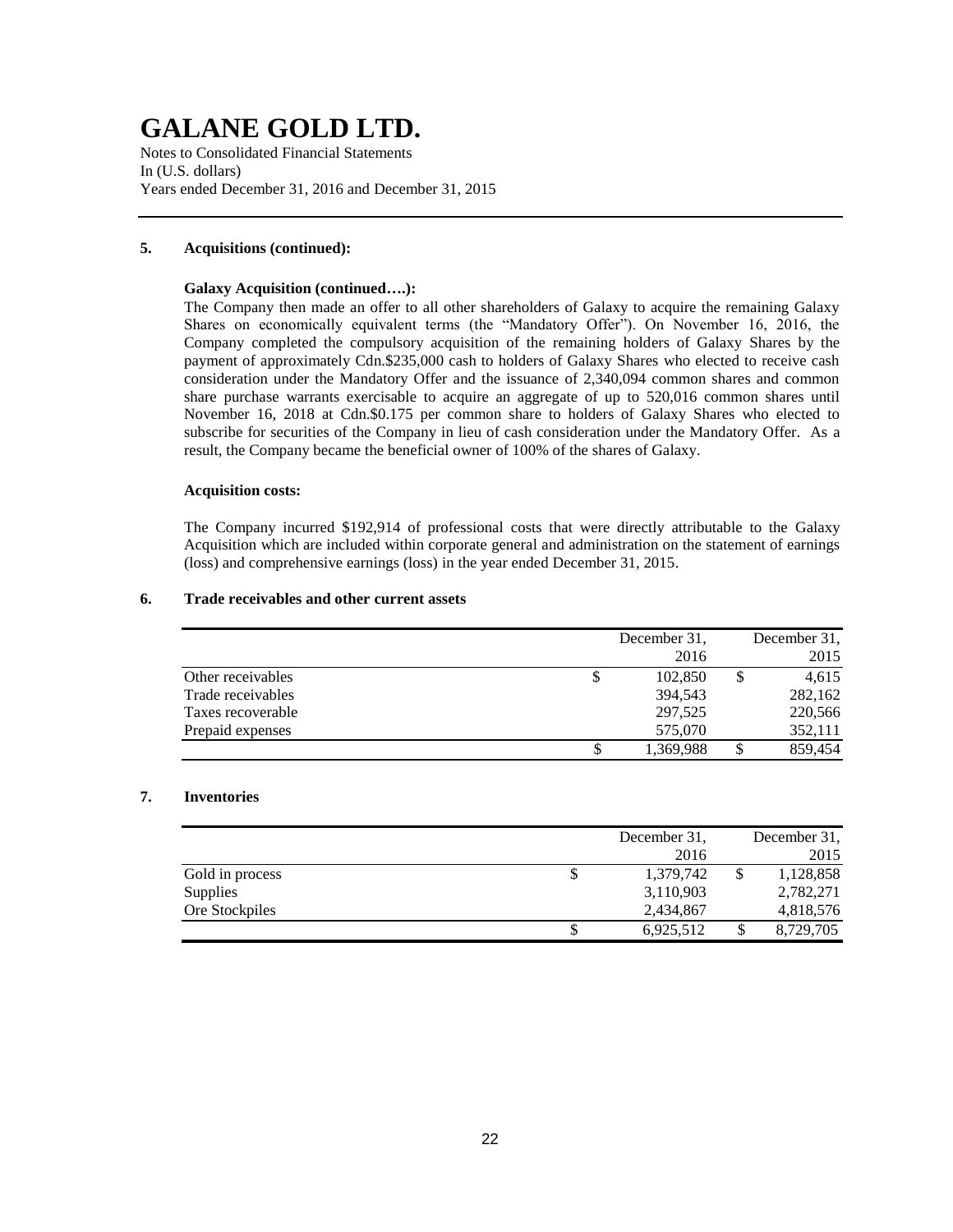### 5. Acquisitions (continued):

**Galaxy Acquisition (continued….):**

The Company then made an offer to all other shareholders of Galaxy to acquire the remaining Galaxy Shares on economically equivalent terms (the "Mandatory Offer"). On November 16, 2016, the Company completed the compulsory acquisition of the remaining holders of Galaxy Shares by the payment of approximately Cdn.$235,000 cash to holders of Galaxy Shares who elected to receive cash consideration under the Mandatory Offer and the issuance of 2,340,094 common shares and common share purchase warrants exercisable to acquire an aggregate of up to 520,016 common shares until November 16, 2018 at Cdn.$0.175 per common share to holders of Galaxy Shares who elected to subscribe for securities of the Company in lieu of cash consideration under the Mandatory Offer. As a result, the Company became the beneficial owner of 100% of the shares of Galaxy.

**Acquisition costs:**

The Company incurred $192,914 of professional costs that were directly attributable to the Galaxy Acquisition which are included within corporate general and administration on the statement of earnings (loss) and comprehensive earnings (loss) in the year ended December 31, 2015.

### 6. Trade receivables and other current assets

| | December 31, 2016 | December 31, 2015 |
|---|---|---|
| Other receivables | $ 102,850 | $ 4,615 |
| Trade receivables | 394,543 | 282,162 |
| Taxes recoverable | 297,525 | 220,566 |
| Prepaid expenses | 575,070 | 352,111 |
| | $ 1,369,988 | $ 859,454 |

### 7. Inventories

| | December 31, 2016 | December 31, 2015 |
|---|---|---|
| Gold in process | $ 1,379,742 | $ 1,128,858 |
| Supplies | 3,110,903 | 2,782,271 |
| Ore Stockpiles | 2,434,867 | 4,818,576 |
| | $ 6,925,512 | $ 8,729,705 |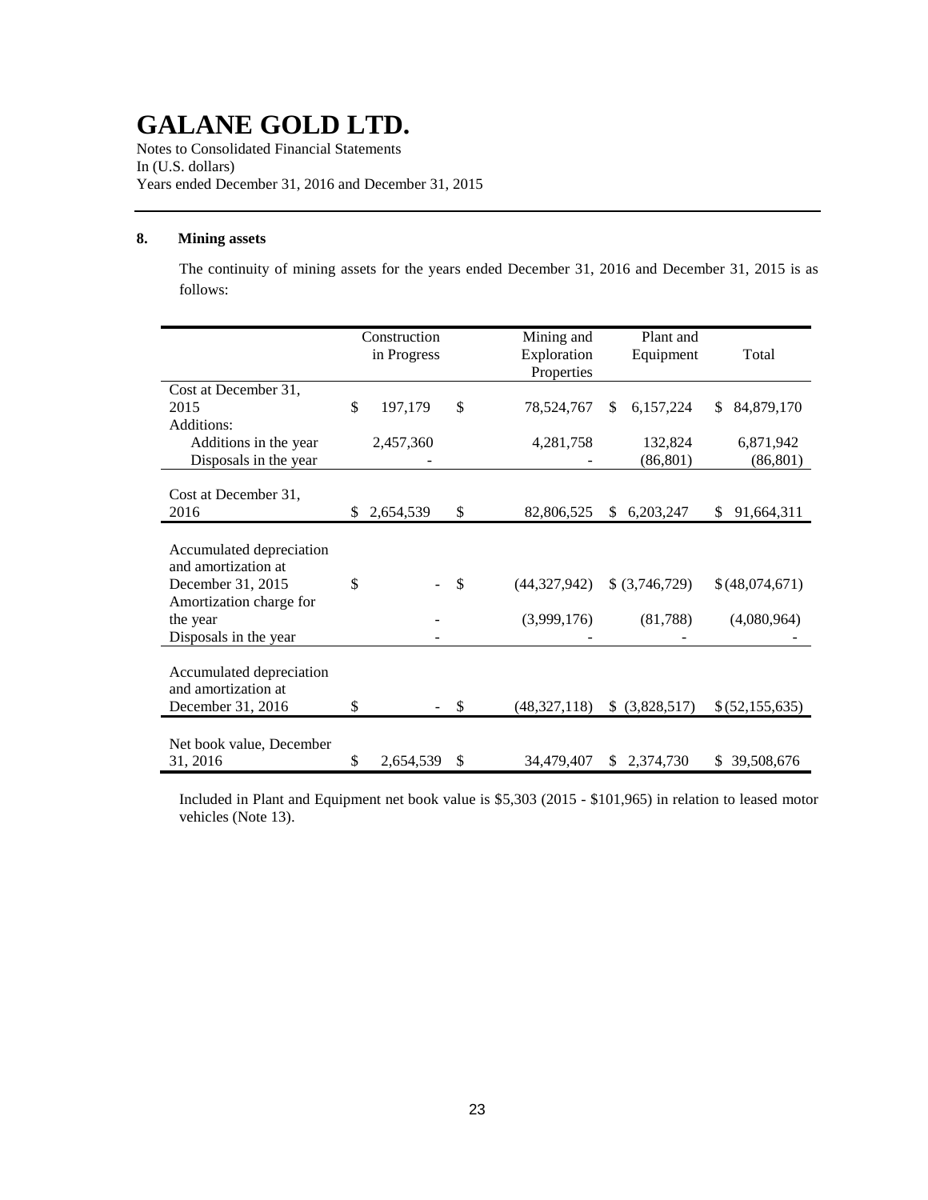# GALANE GOLD LTD.

Notes to Consolidated Financial Statements
In (U.S. dollars)
Years ended December 31, 2016 and December 31, 2015

## 8. Mining assets

The continuity of mining assets for the years ended December 31, 2016 and December 31, 2015 is as follows:

| | Construction in Progress | Mining and Exploration Properties | Plant and Equipment | Total |
|---|---|---|---|---|
| Cost at December 31, 2015 | $ 197,179 | $ 78,524,767 | $ 6,157,224 | $ 84,879,170 |
| Additions: | | | | |
| Additions in the year | 2,457,360 | 4,281,758 | 132,824 | 6,871,942 |
| Disposals in the year | - | - | (86,801) | (86,801) |
| Cost at December 31, 2016 | $ 2,654,539 | $ 82,806,525 | $ 6,203,247 | $ 91,664,311 |
| Accumulated depreciation and amortization at December 31, 2015 | $ - | $ (44,327,942) | $ (3,746,729) | $ (48,074,671) |
| Amortization charge for the year | - | (3,999,176) | (81,788) | (4,080,964) |
| Disposals in the year | - | - | - | - |
| Accumulated depreciation and amortization at December 31, 2016 | $ - | $ (48,327,118) | $ (3,828,517) | $ (52,155,635) |
| Net book value, December 31, 2016 | $ 2,654,539 | $ 34,479,407 | $ 2,374,730 | $ 39,508,676 |

Included in Plant and Equipment net book value is $5,303 (2015 - $101,965) in relation to leased motor vehicles (Note 13).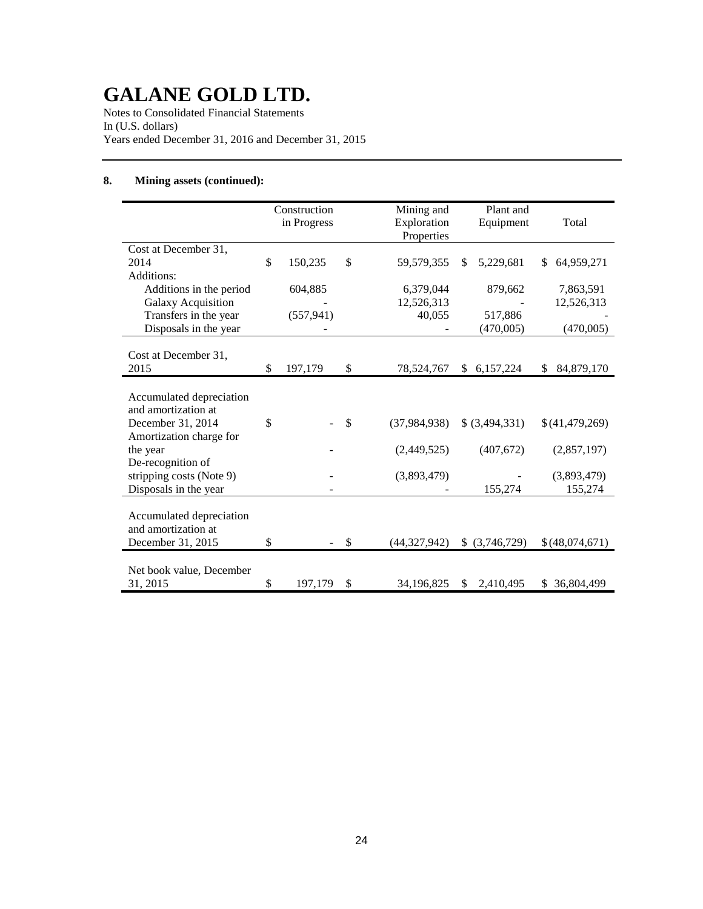# GALANE GOLD LTD.

Notes to Consolidated Financial Statements
In (U.S. dollars)
Years ended December 31, 2016 and December 31, 2015

**8. Mining assets (continued):**

| | Construction in Progress | Mining and Exploration Properties | Plant and Equipment | Total |
|---|---|---|---|---|
| Cost at December 31, 2014 | $ 150,235 | $ 59,579,355 | $ 5,229,681 | $ 64,959,271 |
| Additions: | | | | |
| Additions in the period | 604,885 | 6,379,044 | 879,662 | 7,863,591 |
| Galaxy Acquisition | - | 12,526,313 | - | 12,526,313 |
| Transfers in the year | (557,941) | 40,055 | 517,886 | - |
| Disposals in the year | - | - | (470,005) | (470,005) |
| Cost at December 31, 2015 | $ 197,179 | $ 78,524,767 | $ 6,157,224 | $ 84,879,170 |
| Accumulated depreciation and amortization at December 31, 2014 | $ - | $ (37,984,938) | $ (3,494,331) | $ (41,479,269) |
| Amortization charge for the year | - | (2,449,525) | (407,672) | (2,857,197) |
| De-recognition of stripping costs (Note 9) | - | (3,893,479) | - | (3,893,479) |
| Disposals in the year | - | - | 155,274 | 155,274 |
| Accumulated depreciation and amortization at December 31, 2015 | $ - | $ (44,327,942) | $ (3,746,729) | $ (48,074,671) |
| Net book value, December 31, 2015 | $ 197,179 | $ 34,196,825 | $ 2,410,495 | $ 36,804,499 |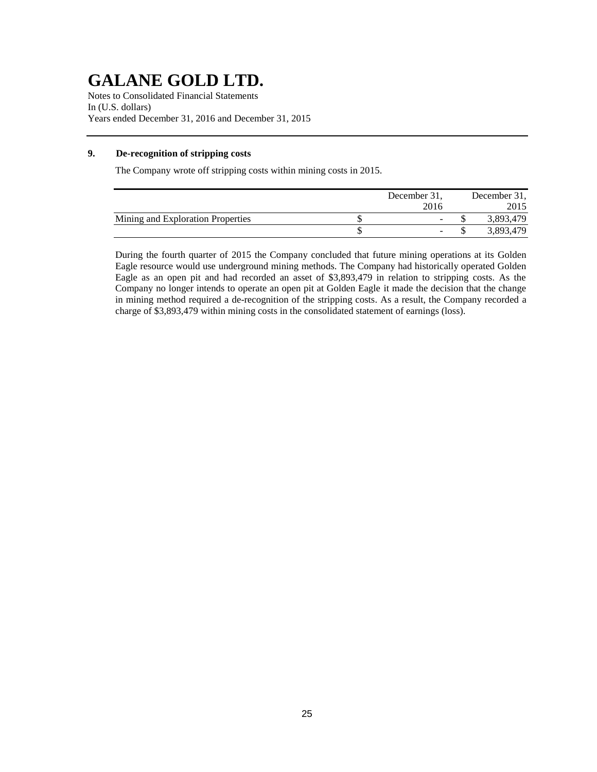# GALANE GOLD LTD.

Notes to Consolidated Financial Statements
In (U.S. dollars)
Years ended December 31, 2016 and December 31, 2015

## 9. De-recognition of stripping costs

The Company wrote off stripping costs within mining costs in 2015.

| | December 31, 2016 | December 31, 2015 |
|---|---|---|
| Mining and Exploration Properties | $ - | $ 3,893,479 |
| | $ - | $ 3,893,479 |

During the fourth quarter of 2015 the Company concluded that future mining operations at its Golden Eagle resource would use underground mining methods. The Company had historically operated Golden Eagle as an open pit and had recorded an asset of $3,893,479 in relation to stripping costs. As the Company no longer intends to operate an open pit at Golden Eagle it made the decision that the change in mining method required a de-recognition of the stripping costs. As a result, the Company recorded a charge of $3,893,479 within mining costs in the consolidated statement of earnings (loss).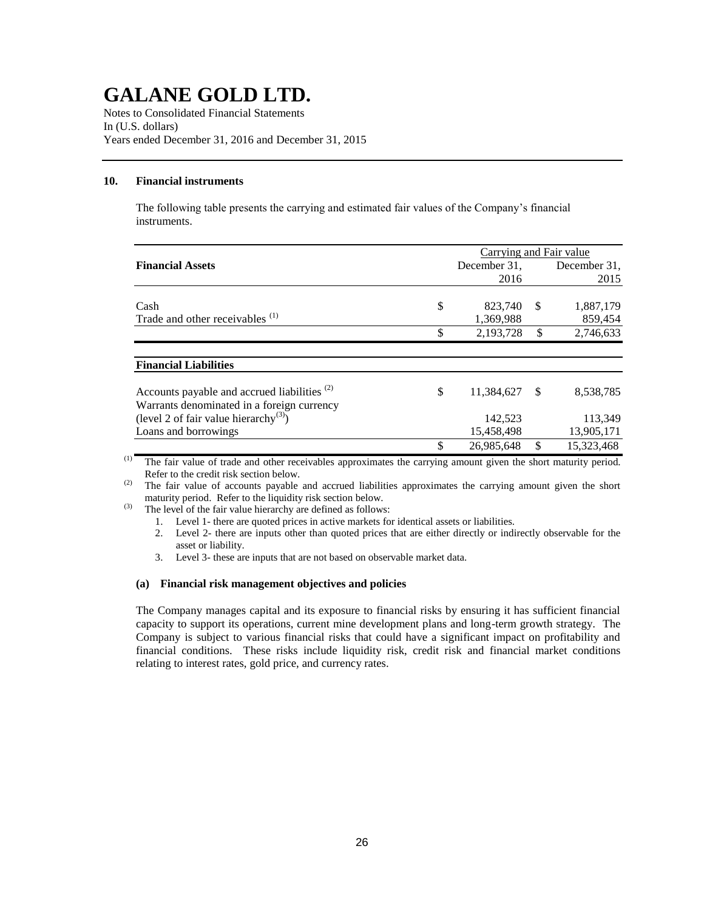# GALANE GOLD LTD.

Notes to Consolidated Financial Statements
In (U.S. dollars)
Years ended December 31, 2016 and December 31, 2015

## 10. Financial instruments

The following table presents the carrying and estimated fair values of the Company's financial instruments.

| | Carrying and Fair value | |
|---|---|---|
| **Financial Assets** | December 31, 2016 | December 31, 2015 |
| Cash | $ 823,740 | $ 1,887,179 |
| Trade and other receivables [(1)] | 1,369,988 | 859,454 |
| | $ 2,193,728 | $ 2,746,633 |
| **Financial Liabilities** | | |
| Accounts payable and accrued liabilities [(2)] | $ 11,384,627 | $ 8,538,785 |
| Warrants denominated in a foreign currency (level 2 of fair value hierarchy[(3)]) | 142,523 | 113,349 |
| Loans and borrowings | 15,458,498 | 13,905,171 |
| | $ 26,985,648 | $ 15,323,468 |

(1) The fair value of trade and other receivables approximates the carrying amount given the short maturity period. Refer to the credit risk section below.

(2) The fair value of accounts payable and accrued liabilities approximates the carrying amount given the short maturity period. Refer to the liquidity risk section below.

(3) The level of the fair value hierarchy are defined as follows:

1. Level 1- there are quoted prices in active markets for identical assets or liabilities.
2. Level 2- there are inputs other than quoted prices that are either directly or indirectly observable for the asset or liability.
3. Level 3- these are inputs that are not based on observable market data.

### (a) Financial risk management objectives and policies

The Company manages capital and its exposure to financial risks by ensuring it has sufficient financial capacity to support its operations, current mine development plans and long-term growth strategy. The Company is subject to various financial risks that could have a significant impact on profitability and financial conditions. These risks include liquidity risk, credit risk and financial market conditions relating to interest rates, gold price, and currency rates.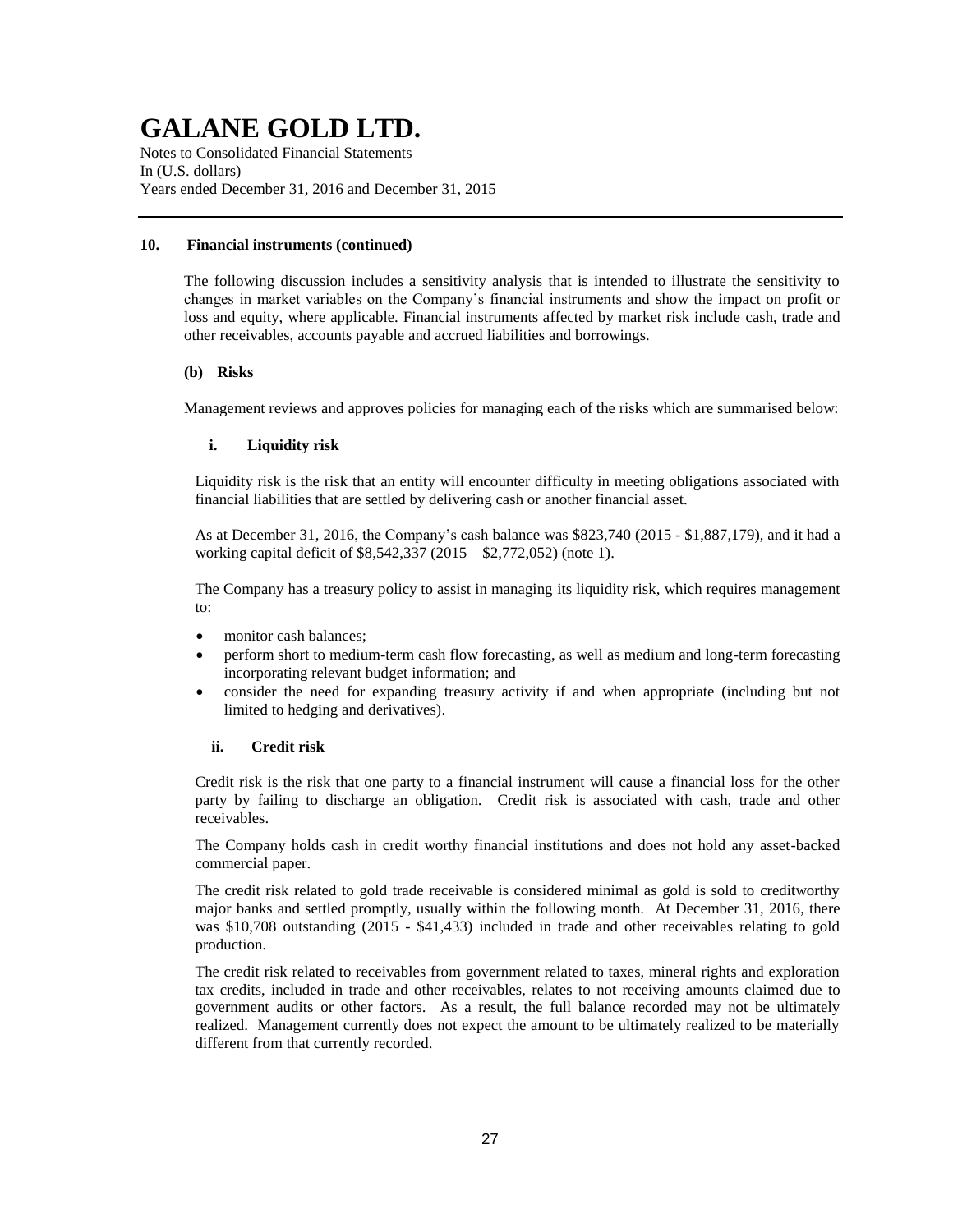# GALANE GOLD LTD.

Notes to Consolidated Financial Statements
In (U.S. dollars)
Years ended December 31, 2016 and December 31, 2015

## 10. Financial instruments (continued)

The following discussion includes a sensitivity analysis that is intended to illustrate the sensitivity to changes in market variables on the Company's financial instruments and show the impact on profit or loss and equity, where applicable. Financial instruments affected by market risk include cash, trade and other receivables, accounts payable and accrued liabilities and borrowings.

### (b) Risks

Management reviews and approves policies for managing each of the risks which are summarised below:

#### i. Liquidity risk

Liquidity risk is the risk that an entity will encounter difficulty in meeting obligations associated with financial liabilities that are settled by delivering cash or another financial asset.

As at December 31, 2016, the Company's cash balance was $823,740 (2015 - $1,887,179), and it had a working capital deficit of $8,542,337 (2015 – $2,772,052) (note 1).

The Company has a treasury policy to assist in managing its liquidity risk, which requires management to:

- monitor cash balances;
- perform short to medium-term cash flow forecasting, as well as medium and long-term forecasting incorporating relevant budget information; and
- consider the need for expanding treasury activity if and when appropriate (including but not limited to hedging and derivatives).

#### ii. Credit risk

Credit risk is the risk that one party to a financial instrument will cause a financial loss for the other party by failing to discharge an obligation. Credit risk is associated with cash, trade and other receivables.

The Company holds cash in credit worthy financial institutions and does not hold any asset-backed commercial paper.

The credit risk related to gold trade receivable is considered minimal as gold is sold to creditworthy major banks and settled promptly, usually within the following month. At December 31, 2016, there was $10,708 outstanding (2015 - $41,433) included in trade and other receivables relating to gold production.

The credit risk related to receivables from government related to taxes, mineral rights and exploration tax credits, included in trade and other receivables, relates to not receiving amounts claimed due to government audits or other factors. As a result, the full balance recorded may not be ultimately realized. Management currently does not expect the amount to be ultimately realized to be materially different from that currently recorded.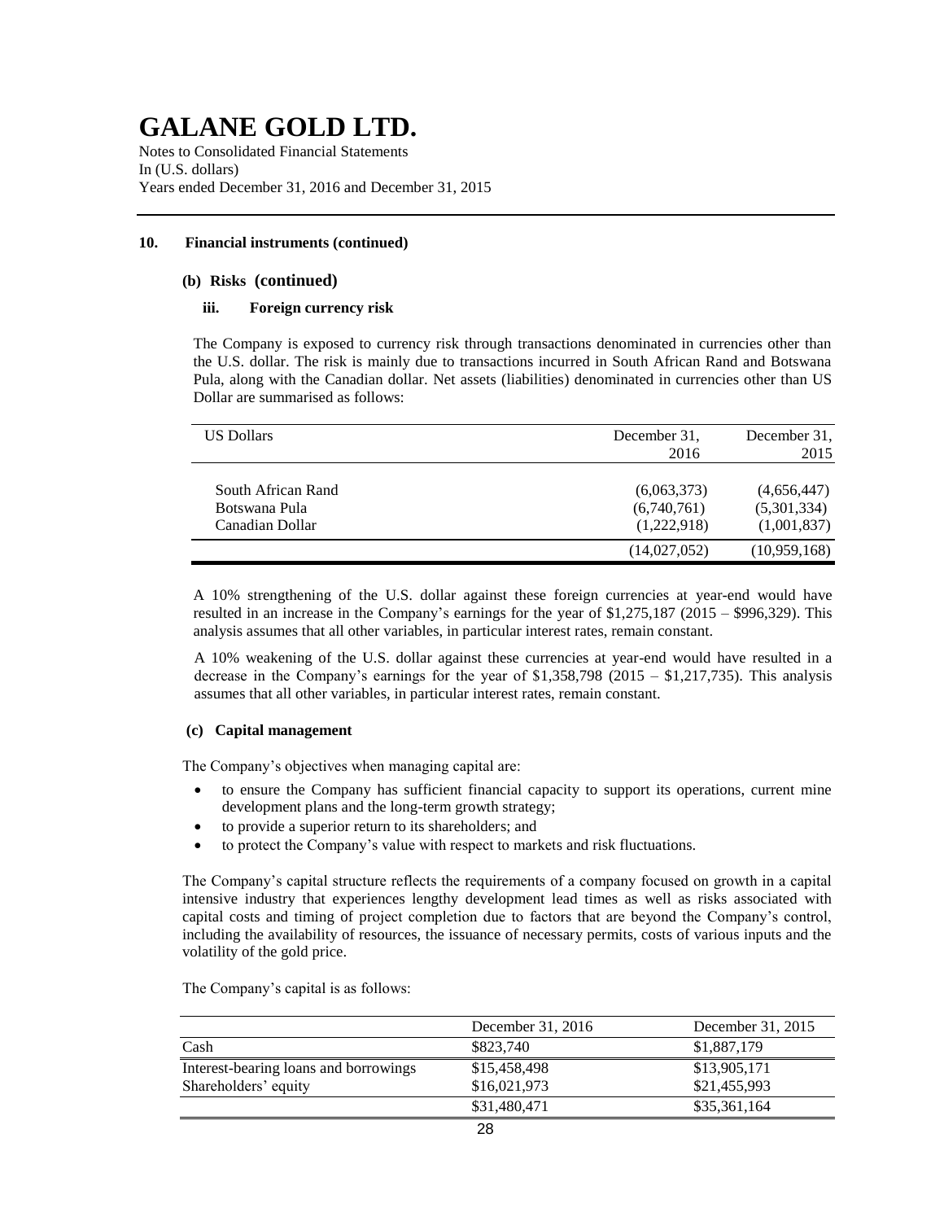# GALANE GOLD LTD.

Notes to Consolidated Financial Statements
In (U.S. dollars)
Years ended December 31, 2016 and December 31, 2015

**10. Financial instruments (continued)**

**(b) Risks (continued)**

**iii. Foreign currency risk**

The Company is exposed to currency risk through transactions denominated in currencies other than the U.S. dollar. The risk is mainly due to transactions incurred in South African Rand and Botswana Pula, along with the Canadian dollar. Net assets (liabilities) denominated in currencies other than US Dollar are summarised as follows:

| US Dollars | December 31, 2016 | December 31, 2015 |
|---|---|---|
| South African Rand | (6,063,373) | (4,656,447) |
| Botswana Pula | (6,740,761) | (5,301,334) |
| Canadian Dollar | (1,222,918) | (1,001,837) |
| | (14,027,052) | (10,959,168) |

A 10% strengthening of the U.S. dollar against these foreign currencies at year-end would have resulted in an increase in the Company's earnings for the year of $1,275,187 (2015 – $996,329). This analysis assumes that all other variables, in particular interest rates, remain constant.

A 10% weakening of the U.S. dollar against these currencies at year-end would have resulted in a decrease in the Company's earnings for the year of $1,358,798 (2015 – $1,217,735). This analysis assumes that all other variables, in particular interest rates, remain constant.

**(c) Capital management**

The Company's objectives when managing capital are:

- to ensure the Company has sufficient financial capacity to support its operations, current mine development plans and the long-term growth strategy;
- to provide a superior return to its shareholders; and
- to protect the Company's value with respect to markets and risk fluctuations.

The Company's capital structure reflects the requirements of a company focused on growth in a capital intensive industry that experiences lengthy development lead times as well as risks associated with capital costs and timing of project completion due to factors that are beyond the Company's control, including the availability of resources, the issuance of necessary permits, costs of various inputs and the volatility of the gold price.

The Company's capital is as follows:

| | December 31, 2016 | December 31, 2015 |
|---|---|---|
| Cash | $823,740 | $1,887,179 |
| Interest-bearing loans and borrowings | $15,458,498 | $13,905,171 |
| Shareholders' equity | $16,021,973 | $21,455,993 |
| | $31,480,471 | $35,361,164 |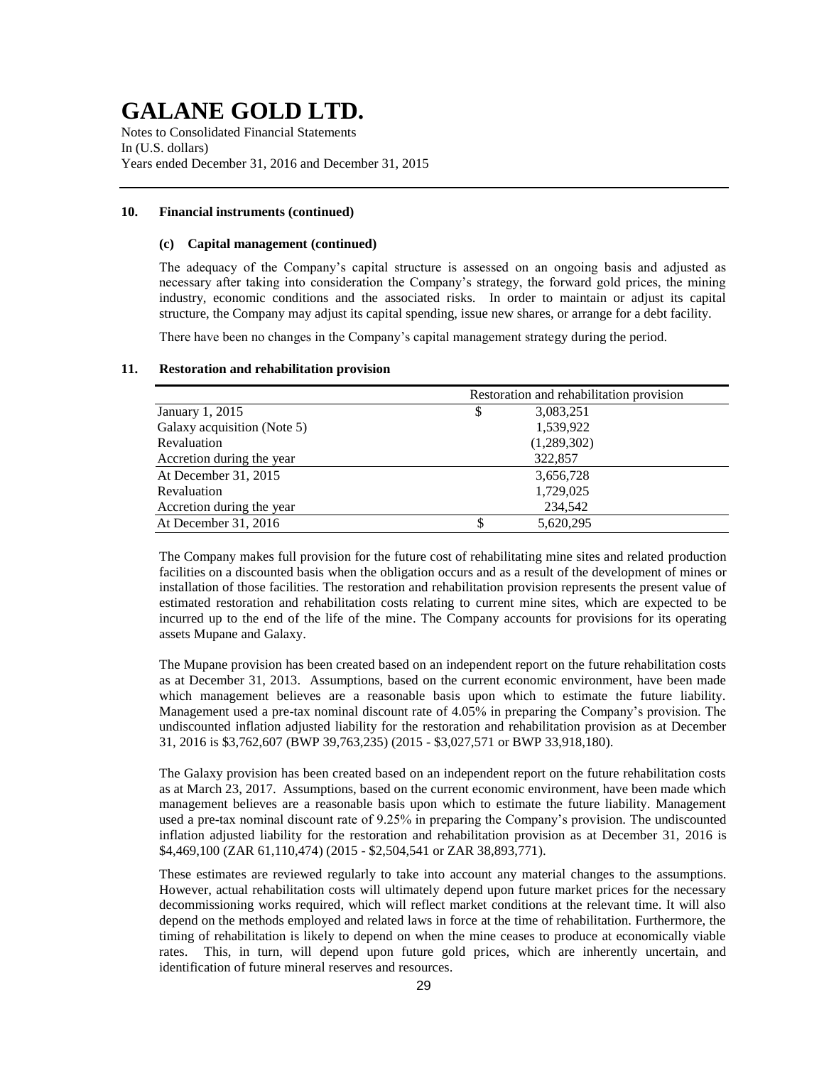## 10. Financial instruments (continued)

### (c) Capital management (continued)

The adequacy of the Company's capital structure is assessed on an ongoing basis and adjusted as necessary after taking into consideration the Company's strategy, the forward gold prices, the mining industry, economic conditions and the associated risks. In order to maintain or adjust its capital structure, the Company may adjust its capital spending, issue new shares, or arrange for a debt facility.

There have been no changes in the Company's capital management strategy during the period.

## 11. Restoration and rehabilitation provision

| | Restoration and rehabilitation provision |
|---|---|
| January 1, 2015 | $ 3,083,251 |
| Galaxy acquisition (Note 5) | 1,539,922 |
| Revaluation | (1,289,302) |
| Accretion during the year | 322,857 |
| At December 31, 2015 | 3,656,728 |
| Revaluation | 1,729,025 |
| Accretion during the year | 234,542 |
| At December 31, 2016 | $ 5,620,295 |

The Company makes full provision for the future cost of rehabilitating mine sites and related production facilities on a discounted basis when the obligation occurs and as a result of the development of mines or installation of those facilities. The restoration and rehabilitation provision represents the present value of estimated restoration and rehabilitation costs relating to current mine sites, which are expected to be incurred up to the end of the life of the mine. The Company accounts for provisions for its operating assets Mupane and Galaxy.

The Mupane provision has been created based on an independent report on the future rehabilitation costs as at December 31, 2013. Assumptions, based on the current economic environment, have been made which management believes are a reasonable basis upon which to estimate the future liability. Management used a pre-tax nominal discount rate of 4.05% in preparing the Company's provision. The undiscounted inflation adjusted liability for the restoration and rehabilitation provision as at December 31, 2016 is $3,762,607 (BWP 39,763,235) (2015 - $3,027,571 or BWP 33,918,180).

The Galaxy provision has been created based on an independent report on the future rehabilitation costs as at March 23, 2017. Assumptions, based on the current economic environment, have been made which management believes are a reasonable basis upon which to estimate the future liability. Management used a pre-tax nominal discount rate of 9.25% in preparing the Company's provision. The undiscounted inflation adjusted liability for the restoration and rehabilitation provision as at December 31, 2016 is $4,469,100 (ZAR 61,110,474) (2015 - $2,504,541 or ZAR 38,893,771).

These estimates are reviewed regularly to take into account any material changes to the assumptions. However, actual rehabilitation costs will ultimately depend upon future market prices for the necessary decommissioning works required, which will reflect market conditions at the relevant time. It will also depend on the methods employed and related laws in force at the time of rehabilitation. Furthermore, the timing of rehabilitation is likely to depend on when the mine ceases to produce at economically viable rates. This, in turn, will depend upon future gold prices, which are inherently uncertain, and identification of future mineral reserves and resources.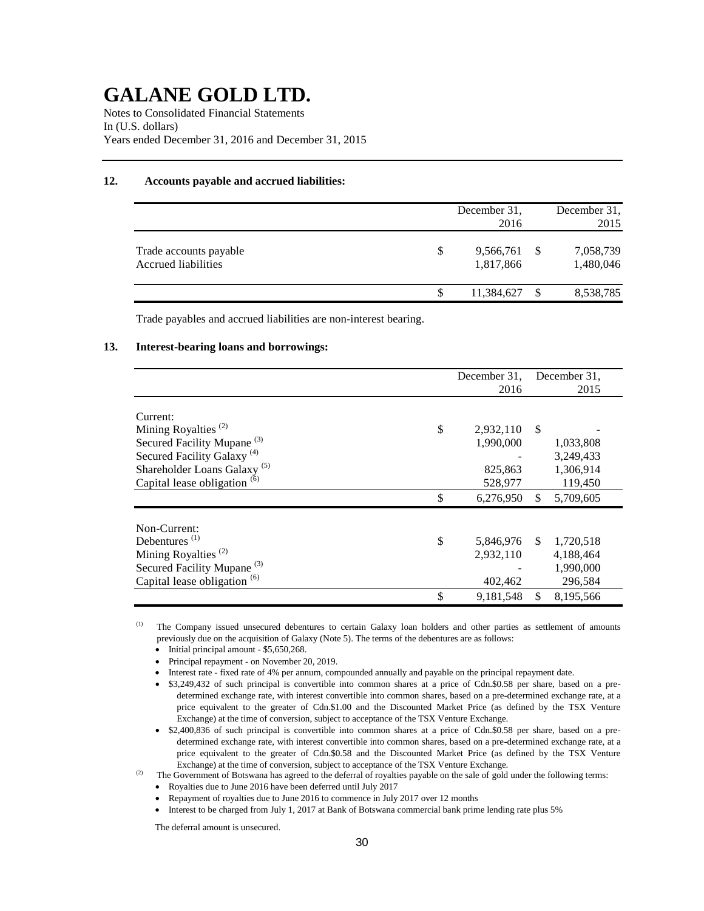# GALANE GOLD LTD.

Notes to Consolidated Financial Statements
In (U.S. dollars)
Years ended December 31, 2016 and December 31, 2015

## 12. Accounts payable and accrued liabilities:

| | December 31, 2016 | December 31, 2015 |
|---|---|---|
| Trade accounts payable | $ 9,566,761 | $ 7,058,739 |
| Accrued liabilities | 1,817,866 | 1,480,046 |
| | $ 11,384,627 | $ 8,538,785 |

Trade payables and accrued liabilities are non-interest bearing.

## 13. Interest-bearing loans and borrowings:

| | December 31, 2016 | December 31, 2015 |
|---|---|---|
| Current: | | |
| Mining Royalties [(2)] | $ 2,932,110 | $ - |
| Secured Facility Mupane [(3)] | 1,990,000 | 1,033,808 |
| Secured Facility Galaxy [(4)] | - | 3,249,433 |
| Shareholder Loans Galaxy [(5)] | 825,863 | 1,306,914 |
| Capital lease obligation [(6)] | 528,977 | 119,450 |
| | $ 6,276,950 | $ 5,709,605 |
| Non-Current: | | |
| Debentures [(1)] | $ 5,846,976 | $ 1,720,518 |
| Mining Royalties [(2)] | 2,932,110 | 4,188,464 |
| Secured Facility Mupane [(3)] | - | 1,990,000 |
| Capital lease obligation [(6)] | 402,462 | 296,584 |
| | $ 9,181,548 | $ 8,195,566 |

[(1)] The Company issued unsecured debentures to certain Galaxy loan holders and other parties as settlement of amounts previously due on the acquisition of Galaxy (Note 5). The terms of the debentures are as follows:

- Initial principal amount - $5,650,268.
- Principal repayment - on November 20, 2019.
- Interest rate - fixed rate of 4% per annum, compounded annually and payable on the principal repayment date.
- $3,249,432 of such principal is convertible into common shares at a price of Cdn.$0.58 per share, based on a pre-determined exchange rate, with interest convertible into common shares, based on a pre-determined exchange rate, at a price equivalent to the greater of Cdn.$1.00 and the Discounted Market Price (as defined by the TSX Venture Exchange) at the time of conversion, subject to acceptance of the TSX Venture Exchange.
- $2,400,836 of such principal is convertible into common shares at a price of Cdn.$0.58 per share, based on a pre-determined exchange rate, with interest convertible into common shares, based on a pre-determined exchange rate, at a price equivalent to the greater of Cdn.$0.58 and the Discounted Market Price (as defined by the TSX Venture Exchange) at the time of conversion, subject to acceptance of the TSX Venture Exchange.

[(2)] The Government of Botswana has agreed to the deferral of royalties payable on the sale of gold under the following terms:

- Royalties due to June 2016 have been deferred until July 2017
- Repayment of royalties due to June 2016 to commence in July 2017 over 12 months
- Interest to be charged from July 1, 2017 at Bank of Botswana commercial bank prime lending rate plus 5%

The deferral amount is unsecured.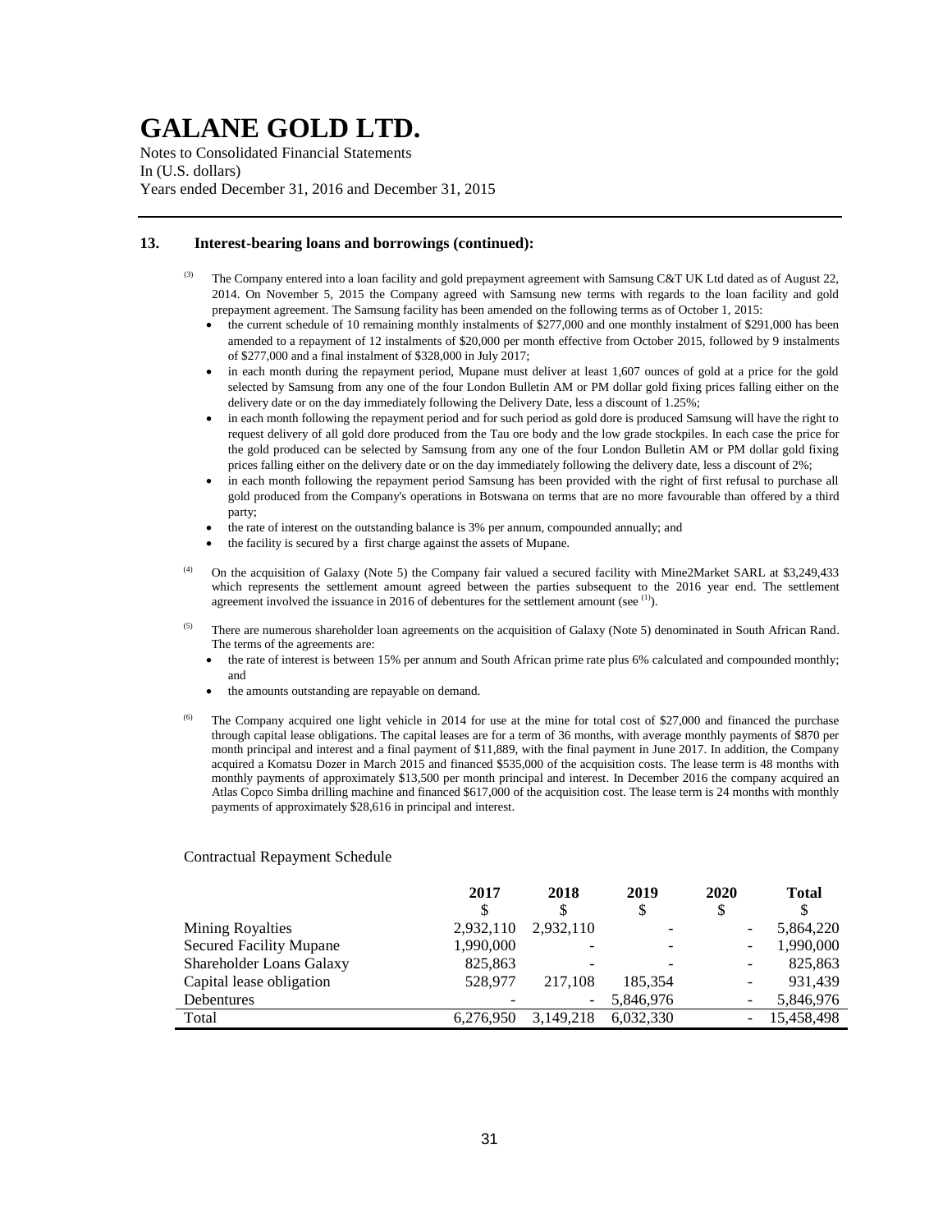# GALANE GOLD LTD.

Notes to Consolidated Financial Statements
In (U.S. dollars)
Years ended December 31, 2016 and December 31, 2015

## 13. Interest-bearing loans and borrowings (continued):

[3] The Company entered into a loan facility and gold prepayment agreement with Samsung C&T UK Ltd dated as of August 22, 2014. On November 5, 2015 the Company agreed with Samsung new terms with regards to the loan facility and gold prepayment agreement. The Samsung facility has been amended on the following terms as of October 1, 2015:

- the current schedule of 10 remaining monthly instalments of $277,000 and one monthly instalment of $291,000 has been amended to a repayment of 12 instalments of $20,000 per month effective from October 2015, followed by 9 instalments of $277,000 and a final instalment of $328,000 in July 2017;
- in each month during the repayment period, Mupane must deliver at least 1,607 ounces of gold at a price for the gold selected by Samsung from any one of the four London Bulletin AM or PM dollar gold fixing prices falling either on the delivery date or on the day immediately following the Delivery Date, less a discount of 1.25%;
- in each month following the repayment period and for such period as gold dore is produced Samsung will have the right to request delivery of all gold dore produced from the Tau ore body and the low grade stockpiles. In each case the price for the gold produced can be selected by Samsung from any one of the four London Bulletin AM or PM dollar gold fixing prices falling either on the delivery date or on the day immediately following the delivery date, less a discount of 2%;
- in each month following the repayment period Samsung has been provided with the right of first refusal to purchase all gold produced from the Company's operations in Botswana on terms that are no more favourable than offered by a third party;
- the rate of interest on the outstanding balance is 3% per annum, compounded annually; and
- the facility is secured by a first charge against the assets of Mupane.

[4] On the acquisition of Galaxy (Note 5) the Company fair valued a secured facility with Mine2Market SARL at $3,249,433 which represents the settlement amount agreed between the parties subsequent to the 2016 year end. The settlement agreement involved the issuance in 2016 of debentures for the settlement amount (see [1]).

[5] There are numerous shareholder loan agreements on the acquisition of Galaxy (Note 5) denominated in South African Rand. The terms of the agreements are:

- the rate of interest is between 15% per annum and South African prime rate plus 6% calculated and compounded monthly; and
- the amounts outstanding are repayable on demand.

[6] The Company acquired one light vehicle in 2014 for use at the mine for total cost of $27,000 and financed the purchase through capital lease obligations. The capital leases are for a term of 36 months, with average monthly payments of $870 per month principal and interest and a final payment of $11,889, with the final payment in June 2017. In addition, the Company acquired a Komatsu Dozer in March 2015 and financed $535,000 of the acquisition costs. The lease term is 48 months with monthly payments of approximately $13,500 per month principal and interest. In December 2016 the company acquired an Atlas Copco Simba drilling machine and financed $617,000 of the acquisition cost. The lease term is 24 months with monthly payments of approximately $28,616 in principal and interest.

Contractual Repayment Schedule

| | 2017 | 2018 | 2019 | 2020 | Total |
|---|---|---|---|---|---|
| | $ | $ | $ | $ | $ |
| Mining Royalties | 2,932,110 | 2,932,110 | - | - | 5,864,220 |
| Secured Facility Mupane | 1,990,000 | - | - | - | 1,990,000 |
| Shareholder Loans Galaxy | 825,863 | - | - | - | 825,863 |
| Capital lease obligation | 528,977 | 217,108 | 185,354 | - | 931,439 |
| Debentures | - | - | 5,846,976 | - | 5,846,976 |
| Total | 6,276,950 | 3,149,218 | 6,032,330 | - | 15,458,498 |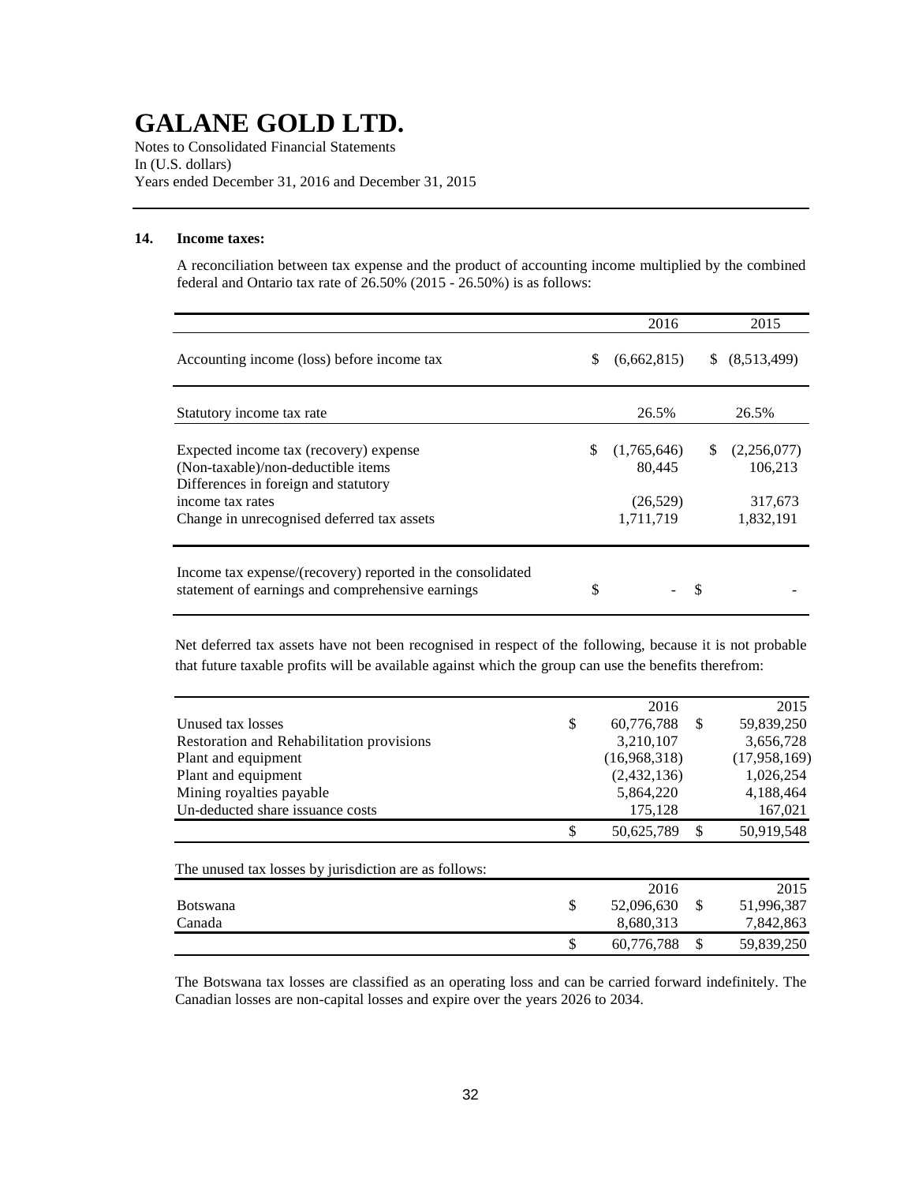# GALANE GOLD LTD.

Notes to Consolidated Financial Statements
In (U.S. dollars)
Years ended December 31, 2016 and December 31, 2015

## 14. Income taxes:

A reconciliation between tax expense and the product of accounting income multiplied by the combined federal and Ontario tax rate of 26.50% (2015 - 26.50%) is as follows:

| | 2016 | 2015 |
|---|---|---|
| Accounting income (loss) before income tax | $ (6,662,815) | $ (8,513,499) |
| Statutory income tax rate | 26.5% | 26.5% |
| Expected income tax (recovery) expense | $ (1,765,646) | $ (2,256,077) |
| (Non-taxable)/non-deductible items | 80,445 | 106,213 |
| Differences in foreign and statutory income tax rates | (26,529) | 317,673 |
| Change in unrecognised deferred tax assets | 1,711,719 | 1,832,191 |
| Income tax expense/(recovery) reported in the consolidated statement of earnings and comprehensive earnings | $ - | $ - |

Net deferred tax assets have not been recognised in respect of the following, because it is not probable that future taxable profits will be available against which the group can use the benefits therefrom:

| | 2016 | 2015 |
|---|---|---|
| Unused tax losses | $ 60,776,788 | $ 59,839,250 |
| Restoration and Rehabilitation provisions | 3,210,107 | 3,656,728 |
| Plant and equipment | (16,968,318) | (17,958,169) |
| Plant and equipment | (2,432,136) | 1,026,254 |
| Mining royalties payable | 5,864,220 | 4,188,464 |
| Un-deducted share issuance costs | 175,128 | 167,021 |
| | $ 50,625,789 | $ 50,919,548 |

The unused tax losses by jurisdiction are as follows:

| | 2016 | 2015 |
|---|---|---|
| Botswana | $ 52,096,630 | $ 51,996,387 |
| Canada | 8,680,313 | 7,842,863 |
| | $ 60,776,788 | $ 59,839,250 |

The Botswana tax losses are classified as an operating loss and can be carried forward indefinitely. The Canadian losses are non-capital losses and expire over the years 2026 to 2034.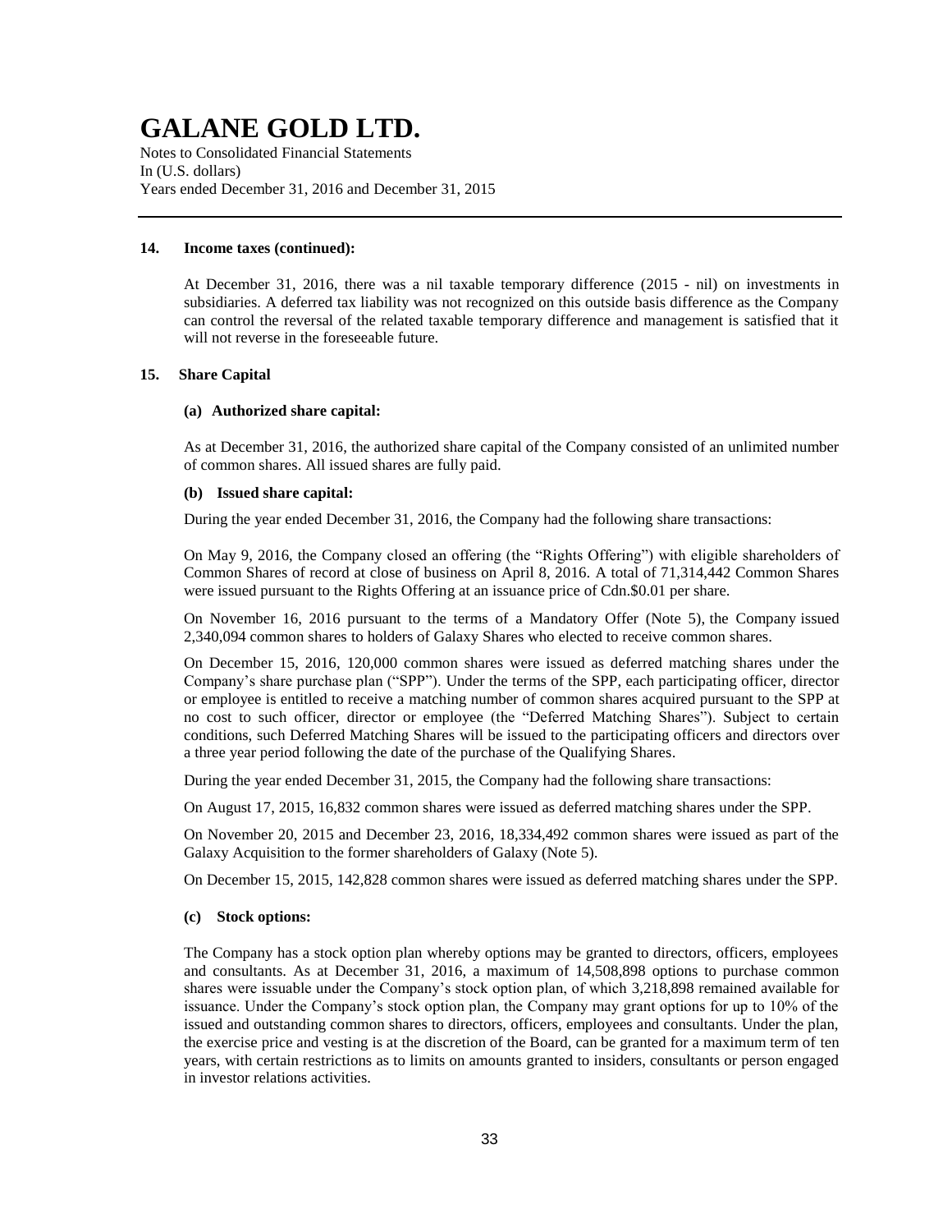# GALANE GOLD LTD.

Notes to Consolidated Financial Statements
In (U.S. dollars)
Years ended December 31, 2016 and December 31, 2015

**14. Income taxes (continued):**

At December 31, 2016, there was a nil taxable temporary difference (2015 - nil) on investments in subsidiaries. A deferred tax liability was not recognized on this outside basis difference as the Company can control the reversal of the related taxable temporary difference and management is satisfied that it will not reverse in the foreseeable future.

**15. Share Capital**

**(a) Authorized share capital:**

As at December 31, 2016, the authorized share capital of the Company consisted of an unlimited number of common shares. All issued shares are fully paid.

**(b) Issued share capital:**

During the year ended December 31, 2016, the Company had the following share transactions:

On May 9, 2016, the Company closed an offering (the "Rights Offering") with eligible shareholders of Common Shares of record at close of business on April 8, 2016. A total of 71,314,442 Common Shares were issued pursuant to the Rights Offering at an issuance price of Cdn.$0.01 per share.

On November 16, 2016 pursuant to the terms of a Mandatory Offer (Note 5), the Company issued 2,340,094 common shares to holders of Galaxy Shares who elected to receive common shares.

On December 15, 2016, 120,000 common shares were issued as deferred matching shares under the Company's share purchase plan ("SPP"). Under the terms of the SPP, each participating officer, director or employee is entitled to receive a matching number of common shares acquired pursuant to the SPP at no cost to such officer, director or employee (the "Deferred Matching Shares"). Subject to certain conditions, such Deferred Matching Shares will be issued to the participating officers and directors over a three year period following the date of the purchase of the Qualifying Shares.

During the year ended December 31, 2015, the Company had the following share transactions:

On August 17, 2015, 16,832 common shares were issued as deferred matching shares under the SPP.

On November 20, 2015 and December 23, 2016, 18,334,492 common shares were issued as part of the Galaxy Acquisition to the former shareholders of Galaxy (Note 5).

On December 15, 2015, 142,828 common shares were issued as deferred matching shares under the SPP.

**(c) Stock options:**

The Company has a stock option plan whereby options may be granted to directors, officers, employees and consultants. As at December 31, 2016, a maximum of 14,508,898 options to purchase common shares were issuable under the Company's stock option plan, of which 3,218,898 remained available for issuance. Under the Company's stock option plan, the Company may grant options for up to 10% of the issued and outstanding common shares to directors, officers, employees and consultants. Under the plan, the exercise price and vesting is at the discretion of the Board, can be granted for a maximum term of ten years, with certain restrictions as to limits on amounts granted to insiders, consultants or person engaged in investor relations activities.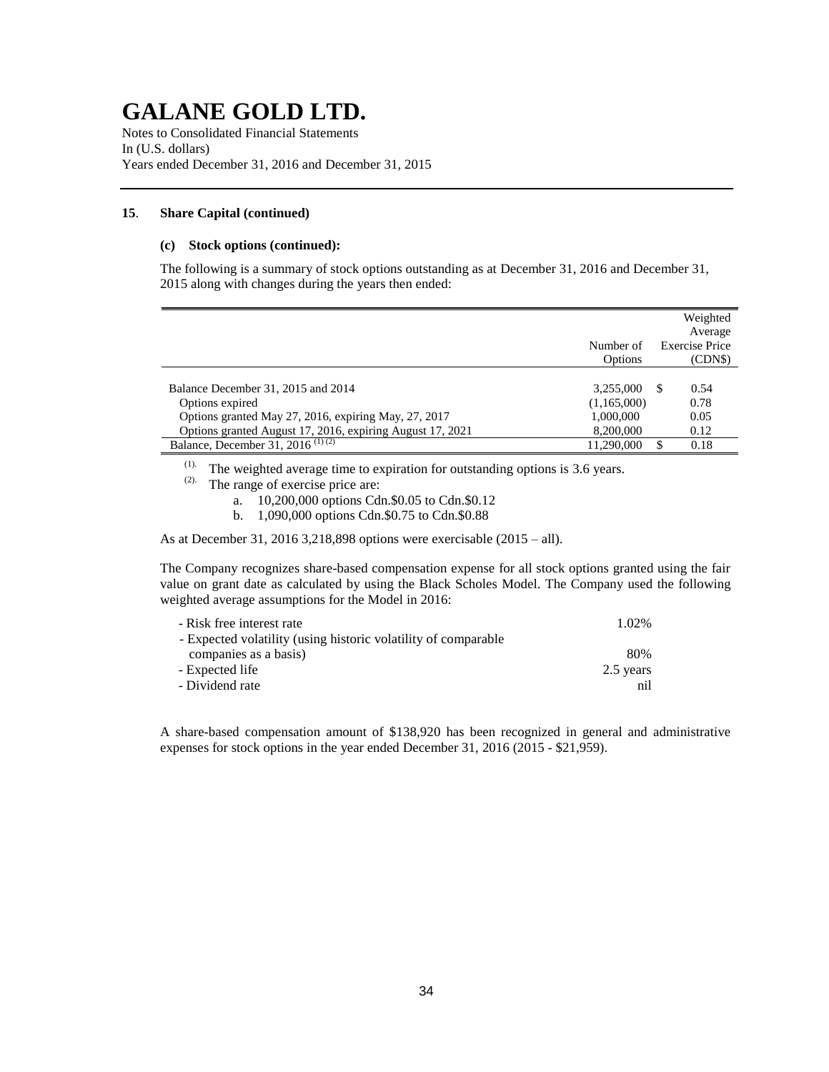# GALANE GOLD LTD.

Notes to Consolidated Financial Statements
In (U.S. dollars)
Years ended December 31, 2016 and December 31, 2015

**15. Share Capital (continued)**

**(c) Stock options (continued):**

The following is a summary of stock options outstanding as at December 31, 2016 and December 31, 2015 along with changes during the years then ended:

| | Number of Options | Weighted Average Exercise Price (CDN$) |
|---|---|---|
| Balance December 31, 2015 and 2014 | 3,255,000 | $ 0.54 |
| Options expired | (1,165,000) | 0.78 |
| Options granted May 27, 2016, expiring May, 27, 2017 | 1,000,000 | 0.05 |
| Options granted August 17, 2016, expiring August 17, 2021 | 8,200,000 | 0.12 |
| Balance, December 31, 2016 (1) (2) | 11,290,000 | $ 0.18 |

(1). The weighted average time to expiration for outstanding options is 3.6 years.

(2). The range of exercise price are:

a. 10,200,000 options Cdn.$0.05 to Cdn.$0.12
b. 1,090,000 options Cdn.$0.75 to Cdn.$0.88

As at December 31, 2016 3,218,898 options were exercisable (2015 – all).

The Company recognizes share-based compensation expense for all stock options granted using the fair value on grant date as calculated by using the Black Scholes Model. The Company used the following weighted average assumptions for the Model in 2016:

| | |
|---|---|
| - Risk free interest rate | 1.02% |
| - Expected volatility (using historic volatility of comparable companies as a basis) | 80% |
| - Expected life | 2.5 years |
| - Dividend rate | nil |

A share-based compensation amount of $138,920 has been recognized in general and administrative expenses for stock options in the year ended December 31, 2016 (2015 - $21,959).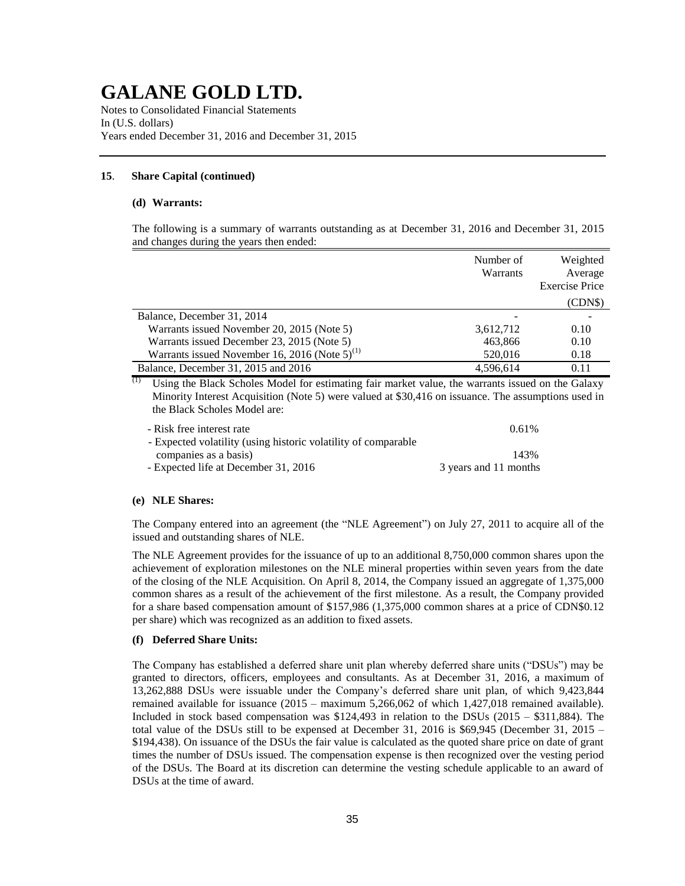# GALANE GOLD LTD.

Notes to Consolidated Financial Statements
In (U.S. dollars)
Years ended December 31, 2016 and December 31, 2015

**15. Share Capital (continued)**

**(d) Warrants:**

The following is a summary of warrants outstanding as at December 31, 2016 and December 31, 2015 and changes during the years then ended:

| | Number of Warrants | Weighted Average Exercise Price (CDN$) |
|---|---|---|
| Balance, December 31, 2014 | - | - |
| Warrants issued November 20, 2015 (Note 5) | 3,612,712 | 0.10 |
| Warrants issued December 23, 2015 (Note 5) | 463,866 | 0.10 |
| Warrants issued November 16, 2016 (Note 5)[(1)] | 520,016 | 0.18 |
| Balance, December 31, 2015 and 2016 | 4,596,614 | 0.11 |

[(1)] Using the Black Scholes Model for estimating fair market value, the warrants issued on the Galaxy Minority Interest Acquisition (Note 5) were valued at $30,416 on issuance. The assumptions used in the Black Scholes Model are:

| | |
|---|---|
| - Risk free interest rate | 0.61% |
| - Expected volatility (using historic volatility of comparable companies as a basis) | 143% |
| - Expected life at December 31, 2016 | 3 years and 11 months |

**(e) NLE Shares:**

The Company entered into an agreement (the "NLE Agreement") on July 27, 2011 to acquire all of the issued and outstanding shares of NLE.

The NLE Agreement provides for the issuance of up to an additional 8,750,000 common shares upon the achievement of exploration milestones on the NLE mineral properties within seven years from the date of the closing of the NLE Acquisition. On April 8, 2014, the Company issued an aggregate of 1,375,000 common shares as a result of the achievement of the first milestone. As a result, the Company provided for a share based compensation amount of $157,986 (1,375,000 common shares at a price of CDN$0.12 per share) which was recognized as an addition to fixed assets.

**(f) Deferred Share Units:**

The Company has established a deferred share unit plan whereby deferred share units ("DSUs") may be granted to directors, officers, employees and consultants. As at December 31, 2016, a maximum of 13,262,888 DSUs were issuable under the Company's deferred share unit plan, of which 9,423,844 remained available for issuance (2015 – maximum 5,266,062 of which 1,427,018 remained available). Included in stock based compensation was $124,493 in relation to the DSUs (2015 – $311,884). The total value of the DSUs still to be expensed at December 31, 2016 is $69,945 (December 31, 2015 – $194,438). On issuance of the DSUs the fair value is calculated as the quoted share price on date of grant times the number of DSUs issued. The compensation expense is then recognized over the vesting period of the DSUs. The Board at its discretion can determine the vesting schedule applicable to an award of DSUs at the time of award.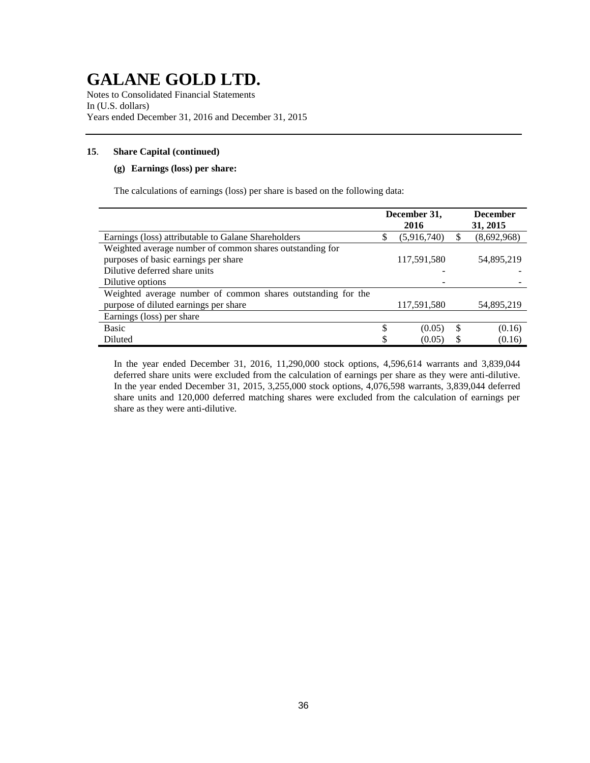# GALANE GOLD LTD.

Notes to Consolidated Financial Statements
In (U.S. dollars)
Years ended December 31, 2016 and December 31, 2015

**15. Share Capital (continued)**

**(g) Earnings (loss) per share:**

The calculations of earnings (loss) per share is based on the following data:

| | December 31, 2016 | December 31, 2015 |
|---|---|---|
| Earnings (loss) attributable to Galane Shareholders | $ (5,916,740) | $ (8,692,968) |
| Weighted average number of common shares outstanding for purposes of basic earnings per share | 117,591,580 | 54,895,219 |
| Dilutive deferred share units | - | - |
| Dilutive options | - | - |
| Weighted average number of common shares outstanding for the purpose of diluted earnings per share | 117,591,580 | 54,895,219 |
| Earnings (loss) per share | | |
| Basic | $ (0.05) | $ (0.16) |
| Diluted | $ (0.05) | $ (0.16) |

In the year ended December 31, 2016, 11,290,000 stock options, 4,596,614 warrants and 3,839,044 deferred share units were excluded from the calculation of earnings per share as they were anti-dilutive. In the year ended December 31, 2015, 3,255,000 stock options, 4,076,598 warrants, 3,839,044 deferred share units and 120,000 deferred matching shares were excluded from the calculation of earnings per share as they were anti-dilutive.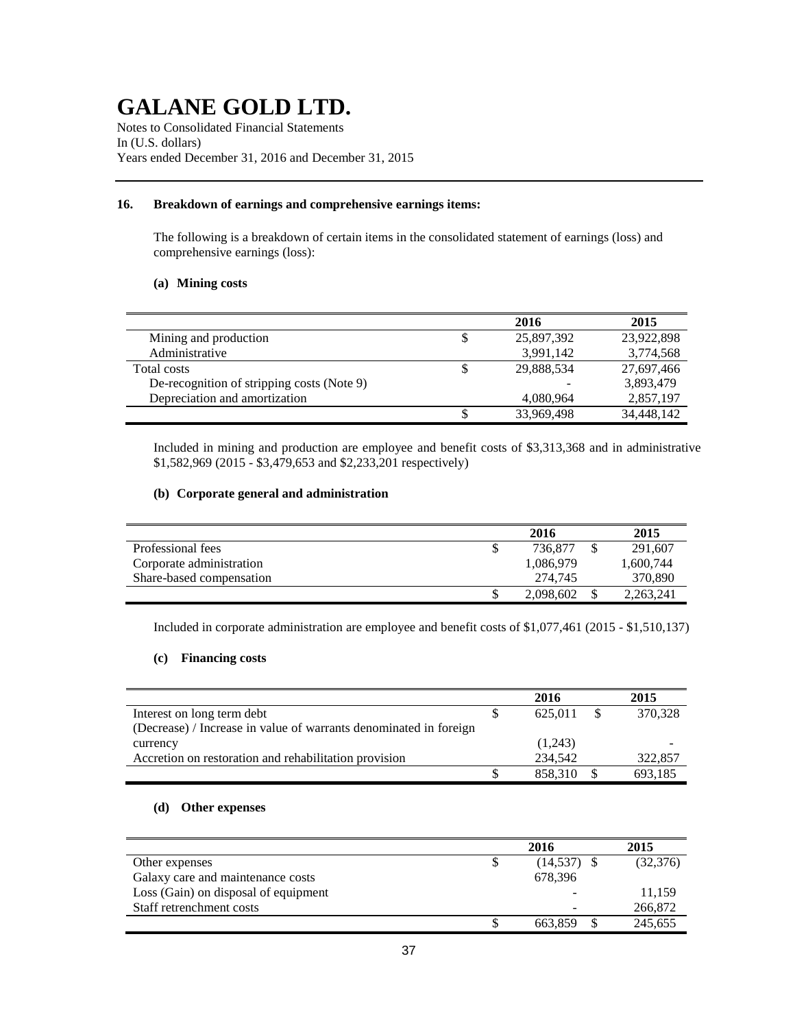# GALANE GOLD LTD.

Notes to Consolidated Financial Statements
In (U.S. dollars)
Years ended December 31, 2016 and December 31, 2015

**16. Breakdown of earnings and comprehensive earnings items:**

The following is a breakdown of certain items in the consolidated statement of earnings (loss) and comprehensive earnings (loss):

**(a) Mining costs**

| | | 2016 | 2015 |
|---|---|---|---|
| Mining and production | $ | 25,897,392 | 23,922,898 |
| Administrative | | 3,991,142 | 3,774,568 |
| Total costs | $ | 29,888,534 | 27,697,466 |
| De-recognition of stripping costs (Note 9) | | - | 3,893,479 |
| Depreciation and amortization | | 4,080,964 | 2,857,197 |
| | $ | 33,969,498 | 34,448,142 |

Included in mining and production are employee and benefit costs of $3,313,368 and in administrative $1,582,969 (2015 - $3,479,653 and $2,233,201 respectively)

**(b) Corporate general and administration**

| | | 2016 | | 2015 |
|---|---|---|---|---|
| Professional fees | $ | 736,877 | $ | 291,607 |
| Corporate administration | | 1,086,979 | | 1,600,744 |
| Share-based compensation | | 274,745 | | 370,890 |
| | $ | 2,098,602 | $ | 2,263,241 |

Included in corporate administration are employee and benefit costs of $1,077,461 (2015 - $1,510,137)

**(c) Financing costs**

| | | 2016 | | 2015 |
|---|---|---|---|---|
| Interest on long term debt | $ | 625,011 | $ | 370,328 |
| (Decrease) / Increase in value of warrants denominated in foreign currency | | (1,243) | | - |
| Accretion on restoration and rehabilitation provision | | 234,542 | | 322,857 |
| | $ | 858,310 | $ | 693,185 |

**(d) Other expenses**

| | | 2016 | | 2015 |
|---|---|---|---|---|
| Other expenses | $ | (14,537) | $ | (32,376) |
| Galaxy care and maintenance costs | | 678,396 | | |
| Loss (Gain) on disposal of equipment | | - | | 11,159 |
| Staff retrenchment costs | | - | | 266,872 |
| | $ | 663,859 | $ | 245,655 |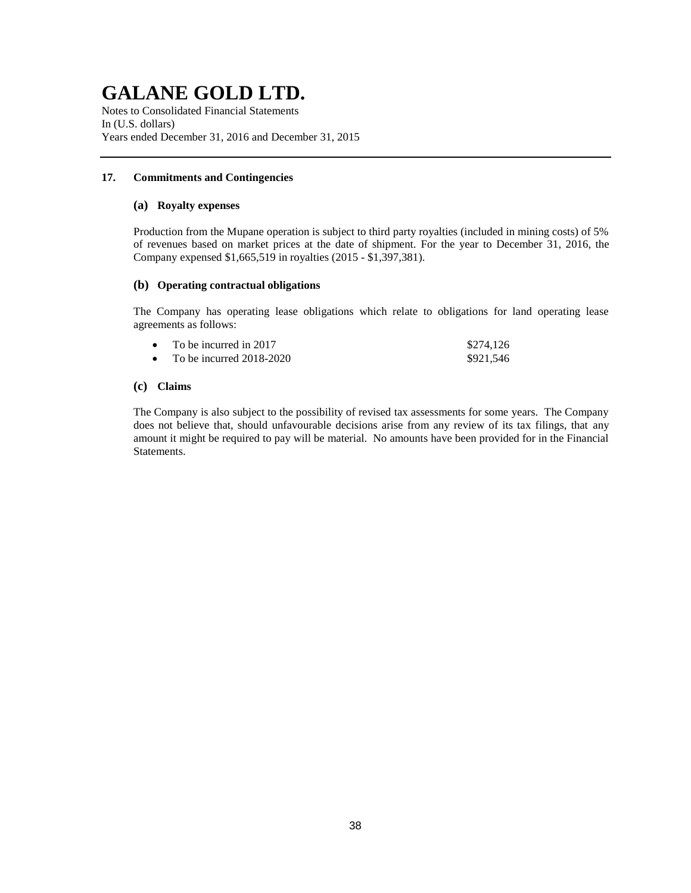# GALANE GOLD LTD.

Notes to Consolidated Financial Statements
In (U.S. dollars)
Years ended December 31, 2016 and December 31, 2015

## 17. Commitments and Contingencies

### (a) Royalty expenses

Production from the Mupane operation is subject to third party royalties (included in mining costs) of 5% of revenues based on market prices at the date of shipment. For the year to December 31, 2016, the Company expensed $1,665,519 in royalties (2015 - $1,397,381).

### (b) Operating contractual obligations

The Company has operating lease obligations which relate to obligations for land operating lease agreements as follows:

| | |
|---|---|
| • To be incurred in 2017 | $274,126 |
| • To be incurred 2018-2020 | $921,546 |

### (c) Claims

The Company is also subject to the possibility of revised tax assessments for some years. The Company does not believe that, should unfavourable decisions arise from any review of its tax filings, that any amount it might be required to pay will be material. No amounts have been provided for in the Financial Statements.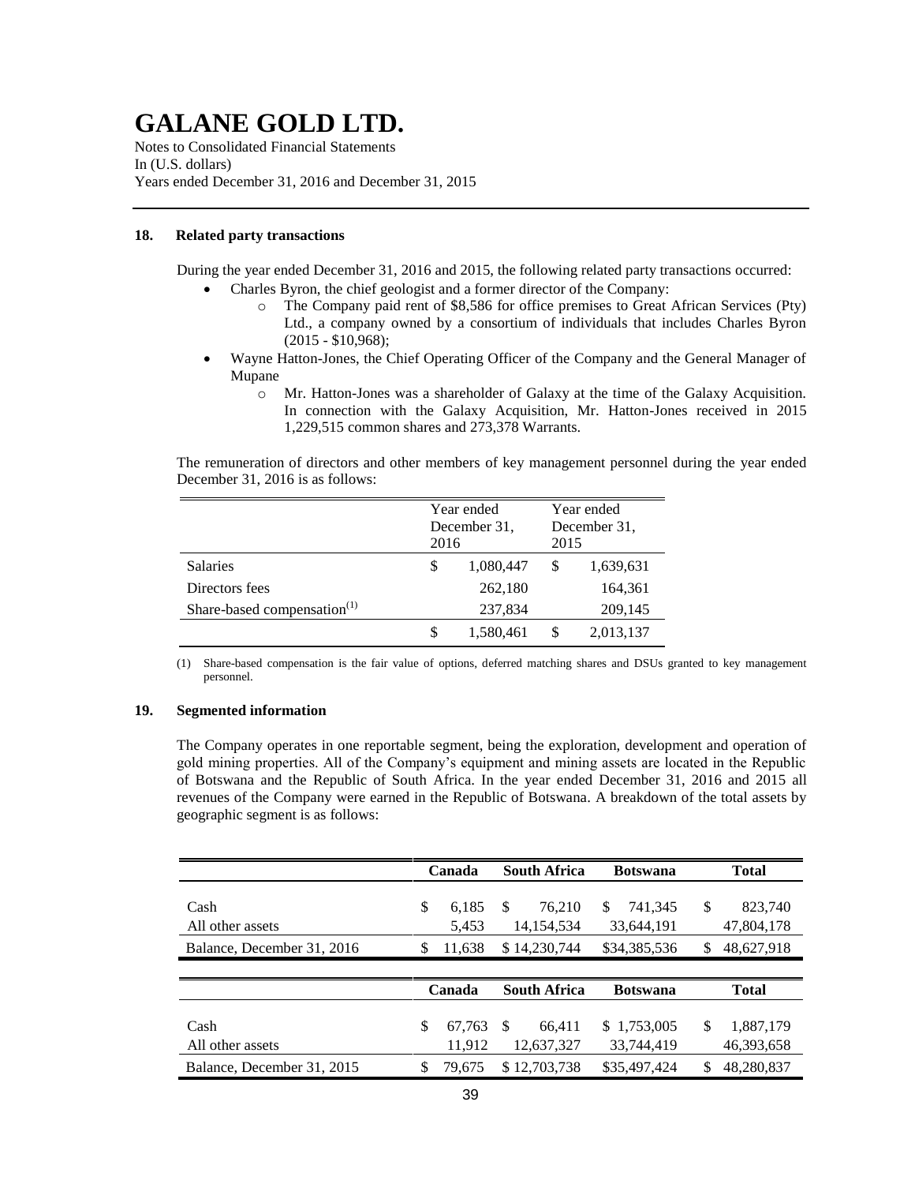# GALANE GOLD LTD.

Notes to Consolidated Financial Statements
In (U.S. dollars)
Years ended December 31, 2016 and December 31, 2015

### 18. Related party transactions

During the year ended December 31, 2016 and 2015, the following related party transactions occurred:

- Charles Byron, the chief geologist and a former director of the Company:
  - The Company paid rent of $8,586 for office premises to Great African Services (Pty) Ltd., a company owned by a consortium of individuals that includes Charles Byron (2015 - $10,968);
- Wayne Hatton-Jones, the Chief Operating Officer of the Company and the General Manager of Mupane
  - Mr. Hatton-Jones was a shareholder of Galaxy at the time of the Galaxy Acquisition. In connection with the Galaxy Acquisition, Mr. Hatton-Jones received in 2015 1,229,515 common shares and 273,378 Warrants.

The remuneration of directors and other members of key management personnel during the year ended December 31, 2016 is as follows:

| | Year ended December 31, 2016 | Year ended December 31, 2015 |
|---|---|---|
| Salaries | $ 1,080,447 | $ 1,639,631 |
| Directors fees | 262,180 | 164,361 |
| Share-based compensation[(1)] | 237,834 | 209,145 |
| | $ 1,580,461 | $ 2,013,137 |

(1) Share-based compensation is the fair value of options, deferred matching shares and DSUs granted to key management personnel.

### 19. Segmented information

The Company operates in one reportable segment, being the exploration, development and operation of gold mining properties. All of the Company's equipment and mining assets are located in the Republic of Botswana and the Republic of South Africa. In the year ended December 31, 2016 and 2015 all revenues of the Company were earned in the Republic of Botswana. A breakdown of the total assets by geographic segment is as follows:

| | Canada | South Africa | Botswana | Total |
|---|---|---|---|---|
| Cash | $ 6,185 | $ 76,210 | $ 741,345 | $ 823,740 |
| All other assets | 5,453 | 14,154,534 | 33,644,191 | 47,804,178 |
| Balance, December 31, 2016 | $ 11,638 | $ 14,230,744 | $34,385,536 | $ 48,627,918 |

| | Canada | South Africa | Botswana | Total |
|---|---|---|---|---|
| Cash | $ 67,763 | $ 66,411 | $ 1,753,005 | $ 1,887,179 |
| All other assets | 11,912 | 12,637,327 | 33,744,419 | 46,393,658 |
| Balance, December 31, 2015 | $ 79,675 | $ 12,703,738 | $35,497,424 | $ 48,280,837 |